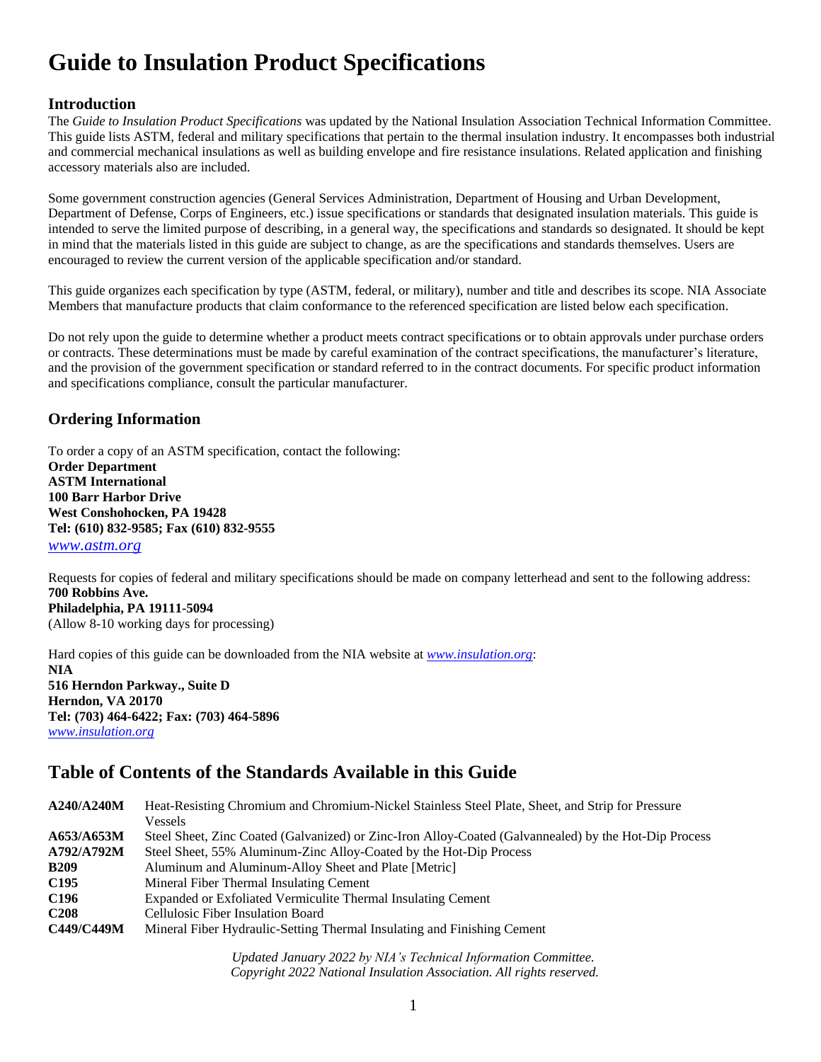# Guide to Insulation Product Specifications

## Introduction

The *Guide to Insulation Product Specifications* was updated by the National Insulation Association Technical Information Committee. This guide lists ASTM, federal and military specifications that pertain to the thermal insulation industry. It encompasses both industrial and commercial mechanical insulations as well as building envelope and fire resistance insulations. Related application and finishing accessory materials also are included.

Some government construction agencies (General Services Administration, Department of Housing and Urban Development, Department of Defense, Corps of Engineers, etc.) issue specifications or standards that designated insulation materials. This guide is intended to serve the limited purpose of describing, in a general way, the specifications and standards so designated. It should be kept in mind that the materials listed in this guide are subject to change, as are the specifications and standards themselves. Users are encouraged to review the current version of the applicable specification and/or standard.

This guide organizes each specification by type (ASTM, federal, or military), number and title and describes its scope. NIA Associate Members that manufacture products that claim conformance to the referenced specification are listed below each specification.

Do not rely upon the guide to determine whether a product meets contract specifications or to obtain approvals under purchase orders or contracts. These determinations must be made by careful examination of the contract specifications, the manufacturer's literature, and the provision of the government specification or standard referred to in the contract documents. For specific product information and specifications compliance, consult the particular manufacturer.

## Ordering Information

To order a copy of an ASTM specification, contact the following:
**Order Department**
**ASTM International**
**100 Barr Harbor Drive**
**West Conshohocken, PA 19428**
**Tel: (610) 832-9585; Fax (610) 832-9555**
*www.astm.org*

Requests for copies of federal and military specifications should be made on company letterhead and sent to the following address:
**700 Robbins Ave.**
**Philadelphia, PA 19111-5094**
(Allow 8-10 working days for processing)

Hard copies of this guide can be downloaded from the NIA website at *www.insulation.org*:
**NIA**
**516 Herndon Parkway., Suite D**
**Herndon, VA 20170**
**Tel: (703) 464-6422; Fax: (703) 464-5896**
*www.insulation.org*

## Table of Contents of the Standards Available in this Guide

| | |
|---|---|
| **A240/A240M** | Heat-Resisting Chromium and Chromium-Nickel Stainless Steel Plate, Sheet, and Strip for Pressure Vessels |
| **A653/A653M** | Steel Sheet, Zinc Coated (Galvanized) or Zinc-Iron Alloy-Coated (Galvannealed) by the Hot-Dip Process |
| **A792/A792M** | Steel Sheet, 55% Aluminum-Zinc Alloy-Coated by the Hot-Dip Process |
| **B209** | Aluminum and Aluminum-Alloy Sheet and Plate [Metric] |
| **C195** | Mineral Fiber Thermal Insulating Cement |
| **C196** | Expanded or Exfoliated Vermiculite Thermal Insulating Cement |
| **C208** | Cellulosic Fiber Insulation Board |
| **C449/C449M** | Mineral Fiber Hydraulic-Setting Thermal Insulating and Finishing Cement |

*Updated January 2022 by NIA's Technical Information Committee.*
*Copyright 2022 National Insulation Association. All rights reserved.*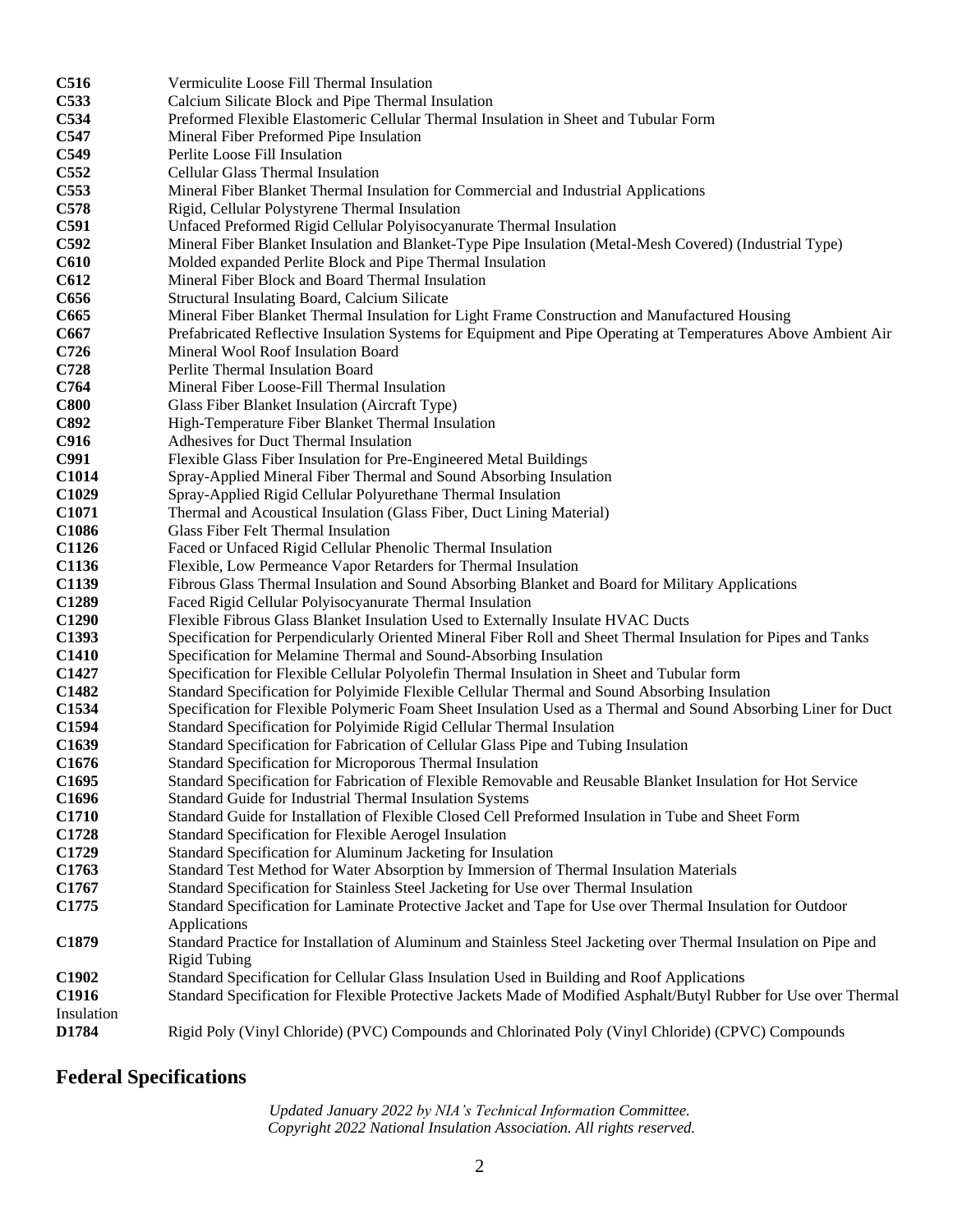| | |
|---|---|
| **C516** | Vermiculite Loose Fill Thermal Insulation |
| **C533** | Calcium Silicate Block and Pipe Thermal Insulation |
| **C534** | Preformed Flexible Elastomeric Cellular Thermal Insulation in Sheet and Tubular Form |
| **C547** | Mineral Fiber Preformed Pipe Insulation |
| **C549** | Perlite Loose Fill Insulation |
| **C552** | Cellular Glass Thermal Insulation |
| **C553** | Mineral Fiber Blanket Thermal Insulation for Commercial and Industrial Applications |
| **C578** | Rigid, Cellular Polystyrene Thermal Insulation |
| **C591** | Unfaced Preformed Rigid Cellular Polyisocyanurate Thermal Insulation |
| **C592** | Mineral Fiber Blanket Insulation and Blanket-Type Pipe Insulation (Metal-Mesh Covered) (Industrial Type) |
| **C610** | Molded expanded Perlite Block and Pipe Thermal Insulation |
| **C612** | Mineral Fiber Block and Board Thermal Insulation |
| **C656** | Structural Insulating Board, Calcium Silicate |
| **C665** | Mineral Fiber Blanket Thermal Insulation for Light Frame Construction and Manufactured Housing |
| **C667** | Prefabricated Reflective Insulation Systems for Equipment and Pipe Operating at Temperatures Above Ambient Air |
| **C726** | Mineral Wool Roof Insulation Board |
| **C728** | Perlite Thermal Insulation Board |
| **C764** | Mineral Fiber Loose-Fill Thermal Insulation |
| **C800** | Glass Fiber Blanket Insulation (Aircraft Type) |
| **C892** | High-Temperature Fiber Blanket Thermal Insulation |
| **C916** | Adhesives for Duct Thermal Insulation |
| **C991** | Flexible Glass Fiber Insulation for Pre-Engineered Metal Buildings |
| **C1014** | Spray-Applied Mineral Fiber Thermal and Sound Absorbing Insulation |
| **C1029** | Spray-Applied Rigid Cellular Polyurethane Thermal Insulation |
| **C1071** | Thermal and Acoustical Insulation (Glass Fiber, Duct Lining Material) |
| **C1086** | Glass Fiber Felt Thermal Insulation |
| **C1126** | Faced or Unfaced Rigid Cellular Phenolic Thermal Insulation |
| **C1136** | Flexible, Low Permeance Vapor Retarders for Thermal Insulation |
| **C1139** | Fibrous Glass Thermal Insulation and Sound Absorbing Blanket and Board for Military Applications |
| **C1289** | Faced Rigid Cellular Polyisocyanurate Thermal Insulation |
| **C1290** | Flexible Fibrous Glass Blanket Insulation Used to Externally Insulate HVAC Ducts |
| **C1393** | Specification for Perpendicularly Oriented Mineral Fiber Roll and Sheet Thermal Insulation for Pipes and Tanks |
| **C1410** | Specification for Melamine Thermal and Sound-Absorbing Insulation |
| **C1427** | Specification for Flexible Cellular Polyolefin Thermal Insulation in Sheet and Tubular form |
| **C1482** | Standard Specification for Polyimide Flexible Cellular Thermal and Sound Absorbing Insulation |
| **C1534** | Specification for Flexible Polymeric Foam Sheet Insulation Used as a Thermal and Sound Absorbing Liner for Duct |
| **C1594** | Standard Specification for Polyimide Rigid Cellular Thermal Insulation |
| **C1639** | Standard Specification for Fabrication of Cellular Glass Pipe and Tubing Insulation |
| **C1676** | Standard Specification for Microporous Thermal Insulation |
| **C1695** | Standard Specification for Fabrication of Flexible Removable and Reusable Blanket Insulation for Hot Service |
| **C1696** | Standard Guide for Industrial Thermal Insulation Systems |
| **C1710** | Standard Guide for Installation of Flexible Closed Cell Preformed Insulation in Tube and Sheet Form |
| **C1728** | Standard Specification for Flexible Aerogel Insulation |
| **C1729** | Standard Specification for Aluminum Jacketing for Insulation |
| **C1763** | Standard Test Method for Water Absorption by Immersion of Thermal Insulation Materials |
| **C1767** | Standard Specification for Stainless Steel Jacketing for Use over Thermal Insulation |
| **C1775** | Standard Specification for Laminate Protective Jacket and Tape for Use over Thermal Insulation for Outdoor Applications |
| **C1879** | Standard Practice for Installation of Aluminum and Stainless Steel Jacketing over Thermal Insulation on Pipe and Rigid Tubing |
| **C1902** | Standard Specification for Cellular Glass Insulation Used in Building and Roof Applications |
| **C1916** | Standard Specification for Flexible Protective Jackets Made of Modified Asphalt/Butyl Rubber for Use over Thermal Insulation |
| **D1784** | Rigid Poly (Vinyl Chloride) (PVC) Compounds and Chlorinated Poly (Vinyl Chloride) (CPVC) Compounds |

## Federal Specifications

*Updated January 2022 by NIA's Technical Information Committee.*
*Copyright 2022 National Insulation Association. All rights reserved.*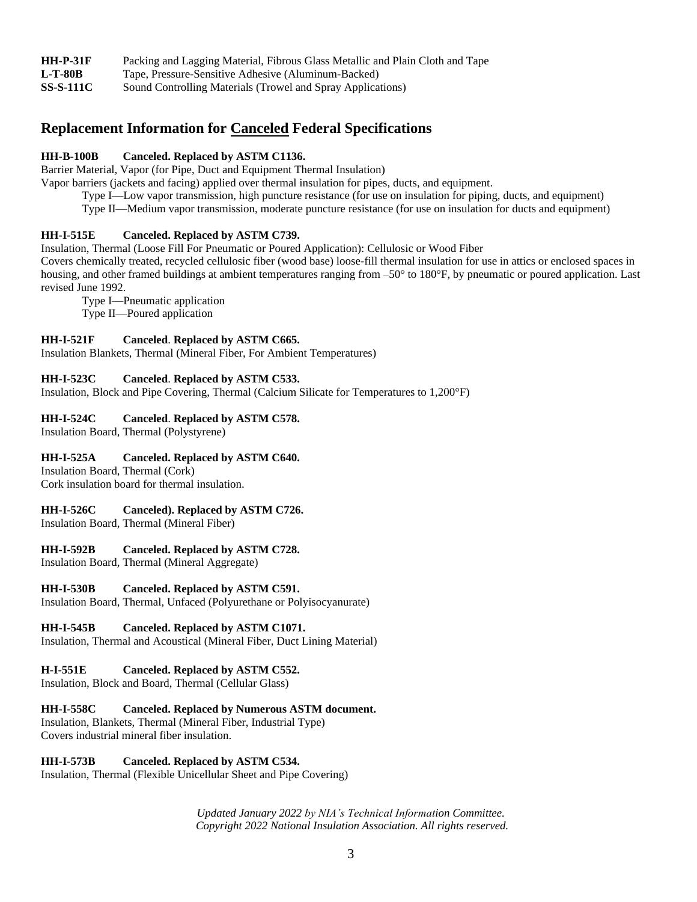**HH-P-31F** Packing and Lagging Material, Fibrous Glass Metallic and Plain Cloth and Tape
**L-T-80B** Tape, Pressure-Sensitive Adhesive (Aluminum-Backed)
**SS-S-111C** Sound Controlling Materials (Trowel and Spray Applications)

## Replacement Information for <u>Canceled</u> Federal Specifications

**HH-B-100B Canceled. Replaced by ASTM C1136.**
Barrier Material, Vapor (for Pipe, Duct and Equipment Thermal Insulation)
Vapor barriers (jackets and facing) applied over thermal insulation for pipes, ducts, and equipment.
Type I—Low vapor transmission, high puncture resistance (for use on insulation for piping, ducts, and equipment)
Type II—Medium vapor transmission, moderate puncture resistance (for use on insulation for ducts and equipment)

**HH-I-515E Canceled. Replaced by ASTM C739.**
Insulation, Thermal (Loose Fill For Pneumatic or Poured Application): Cellulosic or Wood Fiber
Covers chemically treated, recycled cellulosic fiber (wood base) loose-fill thermal insulation for use in attics or enclosed spaces in housing, and other framed buildings at ambient temperatures ranging from –50° to 180°F, by pneumatic or poured application. Last revised June 1992.
Type I—Pneumatic application
Type II—Poured application

**HH-I-521F Canceled. Replaced by ASTM C665.**
Insulation Blankets, Thermal (Mineral Fiber, For Ambient Temperatures)

**HH-I-523C Canceled. Replaced by ASTM C533.**
Insulation, Block and Pipe Covering, Thermal (Calcium Silicate for Temperatures to 1,200°F)

**HH-I-524C Canceled. Replaced by ASTM C578.**
Insulation Board, Thermal (Polystyrene)

**HH-I-525A Canceled. Replaced by ASTM C640.**
Insulation Board, Thermal (Cork)
Cork insulation board for thermal insulation.

**HH-I-526C Canceled). Replaced by ASTM C726.**
Insulation Board, Thermal (Mineral Fiber)

**HH-I-592B Canceled. Replaced by ASTM C728.**
Insulation Board, Thermal (Mineral Aggregate)

**HH-I-530B Canceled. Replaced by ASTM C591.**
Insulation Board, Thermal, Unfaced (Polyurethane or Polyisocyanurate)

**HH-I-545B Canceled. Replaced by ASTM C1071.**
Insulation, Thermal and Acoustical (Mineral Fiber, Duct Lining Material)

**H-I-551E Canceled. Replaced by ASTM C552.**
Insulation, Block and Board, Thermal (Cellular Glass)

**HH-I-558C Canceled. Replaced by Numerous ASTM document.**
Insulation, Blankets, Thermal (Mineral Fiber, Industrial Type)
Covers industrial mineral fiber insulation.

**HH-I-573B Canceled. Replaced by ASTM C534.**
Insulation, Thermal (Flexible Unicellular Sheet and Pipe Covering)

*Updated January 2022 by NIA's Technical Information Committee.*
*Copyright 2022 National Insulation Association. All rights reserved.*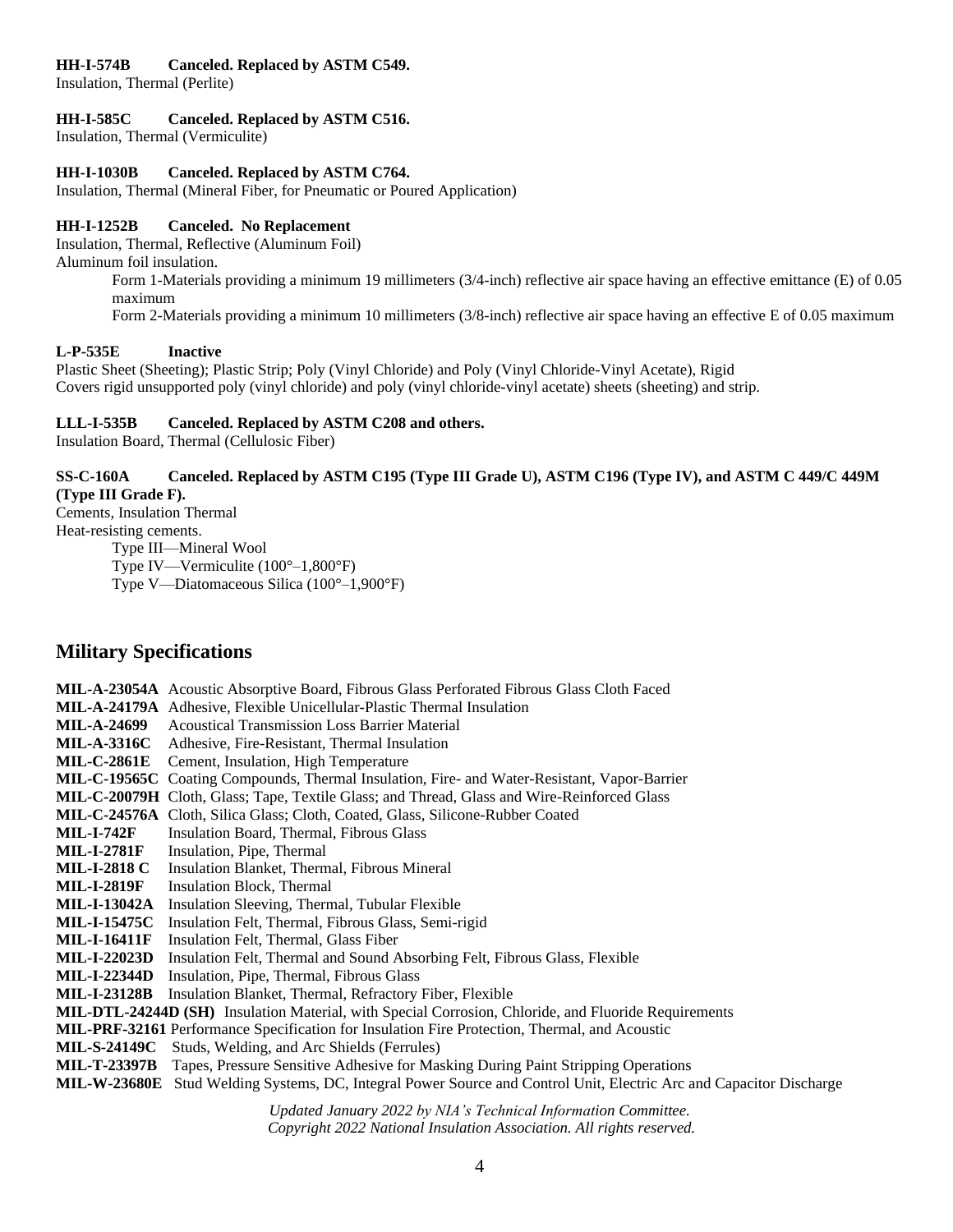**HH-I-574B Canceled. Replaced by ASTM C549.**
Insulation, Thermal (Perlite)

**HH-I-585C Canceled. Replaced by ASTM C516.**
Insulation, Thermal (Vermiculite)

**HH-I-1030B Canceled. Replaced by ASTM C764.**
Insulation, Thermal (Mineral Fiber, for Pneumatic or Poured Application)

**HH-I-1252B Canceled. No Replacement**
Insulation, Thermal, Reflective (Aluminum Foil)
Aluminum foil insulation.

Form 1-Materials providing a minimum 19 millimeters (3/4-inch) reflective air space having an effective emittance (E) of 0.05 maximum

Form 2-Materials providing a minimum 10 millimeters (3/8-inch) reflective air space having an effective E of 0.05 maximum

**L-P-535E Inactive**
Plastic Sheet (Sheeting); Plastic Strip; Poly (Vinyl Chloride) and Poly (Vinyl Chloride-Vinyl Acetate), Rigid
Covers rigid unsupported poly (vinyl chloride) and poly (vinyl chloride-vinyl acetate) sheets (sheeting) and strip.

**LLL-I-535B Canceled. Replaced by ASTM C208 and others.**
Insulation Board, Thermal (Cellulosic Fiber)

**SS-C-160A Canceled. Replaced by ASTM C195 (Type III Grade U), ASTM C196 (Type IV), and ASTM C 449/C 449M (Type III Grade F).**
Cements, Insulation Thermal
Heat-resisting cements.

Type III—Mineral Wool
Type IV—Vermiculite (100°–1,800°F)
Type V—Diatomaceous Silica (100°–1,900°F)

## Military Specifications

**MIL-A-23054A** Acoustic Absorptive Board, Fibrous Glass Perforated Fibrous Glass Cloth Faced
**MIL-A-24179A** Adhesive, Flexible Unicellular-Plastic Thermal Insulation
**MIL-A-24699** Acoustical Transmission Loss Barrier Material
**MIL-A-3316C** Adhesive, Fire-Resistant, Thermal Insulation
**MIL-C-2861E** Cement, Insulation, High Temperature
**MIL-C-19565C** Coating Compounds, Thermal Insulation, Fire- and Water-Resistant, Vapor-Barrier
**MIL-C-20079H** Cloth, Glass; Tape, Textile Glass; and Thread, Glass and Wire-Reinforced Glass
**MIL-C-24576A** Cloth, Silica Glass; Cloth, Coated, Glass, Silicone-Rubber Coated
**MIL-I-742F** Insulation Board, Thermal, Fibrous Glass
**MIL-I-2781F** Insulation, Pipe, Thermal
**MIL-I-2818 C** Insulation Blanket, Thermal, Fibrous Mineral
**MIL-I-2819F** Insulation Block, Thermal
**MIL-I-13042A** Insulation Sleeving, Thermal, Tubular Flexible
**MIL-I-15475C** Insulation Felt, Thermal, Fibrous Glass, Semi-rigid
**MIL-I-16411F** Insulation Felt, Thermal, Glass Fiber
**MIL-I-22023D** Insulation Felt, Thermal and Sound Absorbing Felt, Fibrous Glass, Flexible
**MIL-I-22344D** Insulation, Pipe, Thermal, Fibrous Glass
**MIL-I-23128B** Insulation Blanket, Thermal, Refractory Fiber, Flexible
**MIL-DTL-24244D (SH)** Insulation Material, with Special Corrosion, Chloride, and Fluoride Requirements
**MIL-PRF-32161** Performance Specification for Insulation Fire Protection, Thermal, and Acoustic
**MIL-S-24149C** Studs, Welding, and Arc Shields (Ferrules)
**MIL-T-23397B** Tapes, Pressure Sensitive Adhesive for Masking During Paint Stripping Operations
**MIL-W-23680E** Stud Welding Systems, DC, Integral Power Source and Control Unit, Electric Arc and Capacitor Discharge

*Updated January 2022 by NIA's Technical Information Committee.*
*Copyright 2022 National Insulation Association. All rights reserved.*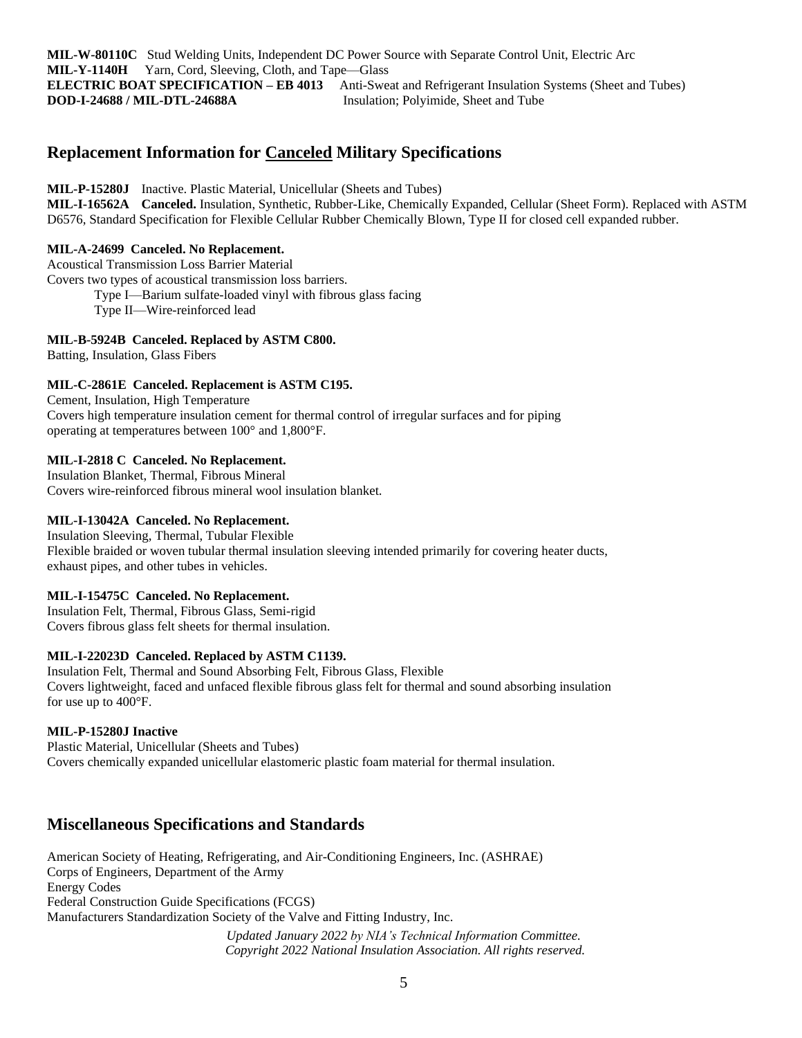**MIL-W-80110C** Stud Welding Units, Independent DC Power Source with Separate Control Unit, Electric Arc
**MIL-Y-1140H** Yarn, Cord, Sleeving, Cloth, and Tape—Glass
**ELECTRIC BOAT SPECIFICATION – EB 4013** Anti-Sweat and Refrigerant Insulation Systems (Sheet and Tubes)
**DOD-I-24688 / MIL-DTL-24688A** Insulation; Polyimide, Sheet and Tube

## Replacement Information for Canceled Military Specifications

**MIL-P-15280J** Inactive. Plastic Material, Unicellular (Sheets and Tubes)
**MIL-I-16562A Canceled.** Insulation, Synthetic, Rubber-Like, Chemically Expanded, Cellular (Sheet Form). Replaced with ASTM D6576, Standard Specification for Flexible Cellular Rubber Chemically Blown, Type II for closed cell expanded rubber.

**MIL-A-24699 Canceled. No Replacement.**
Acoustical Transmission Loss Barrier Material
Covers two types of acoustical transmission loss barriers.
Type I—Barium sulfate-loaded vinyl with fibrous glass facing
Type II—Wire-reinforced lead

**MIL-B-5924B Canceled. Replaced by ASTM C800.**
Batting, Insulation, Glass Fibers

**MIL-C-2861E Canceled. Replacement is ASTM C195.**
Cement, Insulation, High Temperature
Covers high temperature insulation cement for thermal control of irregular surfaces and for piping operating at temperatures between 100° and 1,800°F.

**MIL-I-2818 C Canceled. No Replacement.**
Insulation Blanket, Thermal, Fibrous Mineral
Covers wire-reinforced fibrous mineral wool insulation blanket.

**MIL-I-13042A Canceled. No Replacement.**
Insulation Sleeving, Thermal, Tubular Flexible
Flexible braided or woven tubular thermal insulation sleeving intended primarily for covering heater ducts, exhaust pipes, and other tubes in vehicles.

**MIL-I-15475C Canceled. No Replacement.**
Insulation Felt, Thermal, Fibrous Glass, Semi-rigid
Covers fibrous glass felt sheets for thermal insulation.

**MIL-I-22023D Canceled. Replaced by ASTM C1139.**
Insulation Felt, Thermal and Sound Absorbing Felt, Fibrous Glass, Flexible
Covers lightweight, faced and unfaced flexible fibrous glass felt for thermal and sound absorbing insulation for use up to 400°F.

**MIL-P-15280J Inactive**
Plastic Material, Unicellular (Sheets and Tubes)
Covers chemically expanded unicellular elastomeric plastic foam material for thermal insulation.

## Miscellaneous Specifications and Standards

American Society of Heating, Refrigerating, and Air-Conditioning Engineers, Inc. (ASHRAE)
Corps of Engineers, Department of the Army
Energy Codes
Federal Construction Guide Specifications (FCGS)
Manufacturers Standardization Society of the Valve and Fitting Industry, Inc.

*Updated January 2022 by NIA's Technical Information Committee.*
*Copyright 2022 National Insulation Association. All rights reserved.*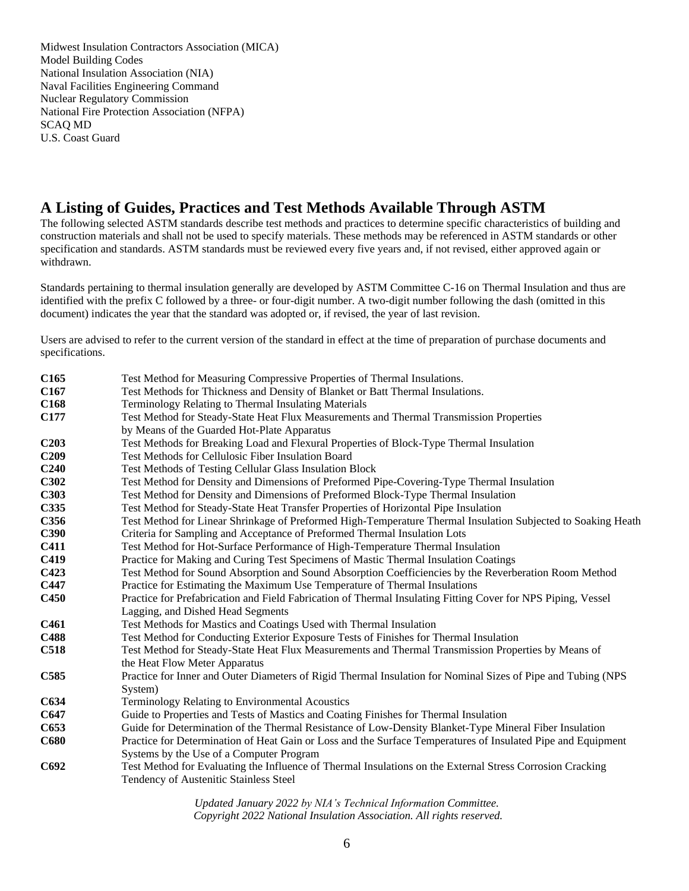Midwest Insulation Contractors Association (MICA)
Model Building Codes
National Insulation Association (NIA)
Naval Facilities Engineering Command
Nuclear Regulatory Commission
National Fire Protection Association (NFPA)
SCAQ MD
U.S. Coast Guard

## A Listing of Guides, Practices and Test Methods Available Through ASTM

The following selected ASTM standards describe test methods and practices to determine specific characteristics of building and construction materials and shall not be used to specify materials. These methods may be referenced in ASTM standards or other specification and standards. ASTM standards must be reviewed every five years and, if not revised, either approved again or withdrawn.

Standards pertaining to thermal insulation generally are developed by ASTM Committee C-16 on Thermal Insulation and thus are identified with the prefix C followed by a three- or four-digit number. A two-digit number following the dash (omitted in this document) indicates the year that the standard was adopted or, if revised, the year of last revision.

Users are advised to refer to the current version of the standard in effect at the time of preparation of purchase documents and specifications.

| | |
|---|---|
| **C165** | Test Method for Measuring Compressive Properties of Thermal Insulations. |
| **C167** | Test Methods for Thickness and Density of Blanket or Batt Thermal Insulations. |
| **C168** | Terminology Relating to Thermal Insulating Materials |
| **C177** | Test Method for Steady-State Heat Flux Measurements and Thermal Transmission Properties by Means of the Guarded Hot-Plate Apparatus |
| **C203** | Test Methods for Breaking Load and Flexural Properties of Block-Type Thermal Insulation |
| **C209** | Test Methods for Cellulosic Fiber Insulation Board |
| **C240** | Test Methods of Testing Cellular Glass Insulation Block |
| **C302** | Test Method for Density and Dimensions of Preformed Pipe-Covering-Type Thermal Insulation |
| **C303** | Test Method for Density and Dimensions of Preformed Block-Type Thermal Insulation |
| **C335** | Test Method for Steady-State Heat Transfer Properties of Horizontal Pipe Insulation |
| **C356** | Test Method for Linear Shrinkage of Preformed High-Temperature Thermal Insulation Subjected to Soaking Heath |
| **C390** | Criteria for Sampling and Acceptance of Preformed Thermal Insulation Lots |
| **C411** | Test Method for Hot-Surface Performance of High-Temperature Thermal Insulation |
| **C419** | Practice for Making and Curing Test Specimens of Mastic Thermal Insulation Coatings |
| **C423** | Test Method for Sound Absorption and Sound Absorption Coefficiencies by the Reverberation Room Method |
| **C447** | Practice for Estimating the Maximum Use Temperature of Thermal Insulations |
| **C450** | Practice for Prefabrication and Field Fabrication of Thermal Insulating Fitting Cover for NPS Piping, Vessel Lagging, and Dished Head Segments |
| **C461** | Test Methods for Mastics and Coatings Used with Thermal Insulation |
| **C488** | Test Method for Conducting Exterior Exposure Tests of Finishes for Thermal Insulation |
| **C518** | Test Method for Steady-State Heat Flux Measurements and Thermal Transmission Properties by Means of the Heat Flow Meter Apparatus |
| **C585** | Practice for Inner and Outer Diameters of Rigid Thermal Insulation for Nominal Sizes of Pipe and Tubing (NPS System) |
| **C634** | Terminology Relating to Environmental Acoustics |
| **C647** | Guide to Properties and Tests of Mastics and Coating Finishes for Thermal Insulation |
| **C653** | Guide for Determination of the Thermal Resistance of Low-Density Blanket-Type Mineral Fiber Insulation |
| **C680** | Practice for Determination of Heat Gain or Loss and the Surface Temperatures of Insulated Pipe and Equipment Systems by the Use of a Computer Program |
| **C692** | Test Method for Evaluating the Influence of Thermal Insulations on the External Stress Corrosion Cracking Tendency of Austenitic Stainless Steel |

*Updated January 2022 by NIA's Technical Information Committee.*
*Copyright 2022 National Insulation Association. All rights reserved.*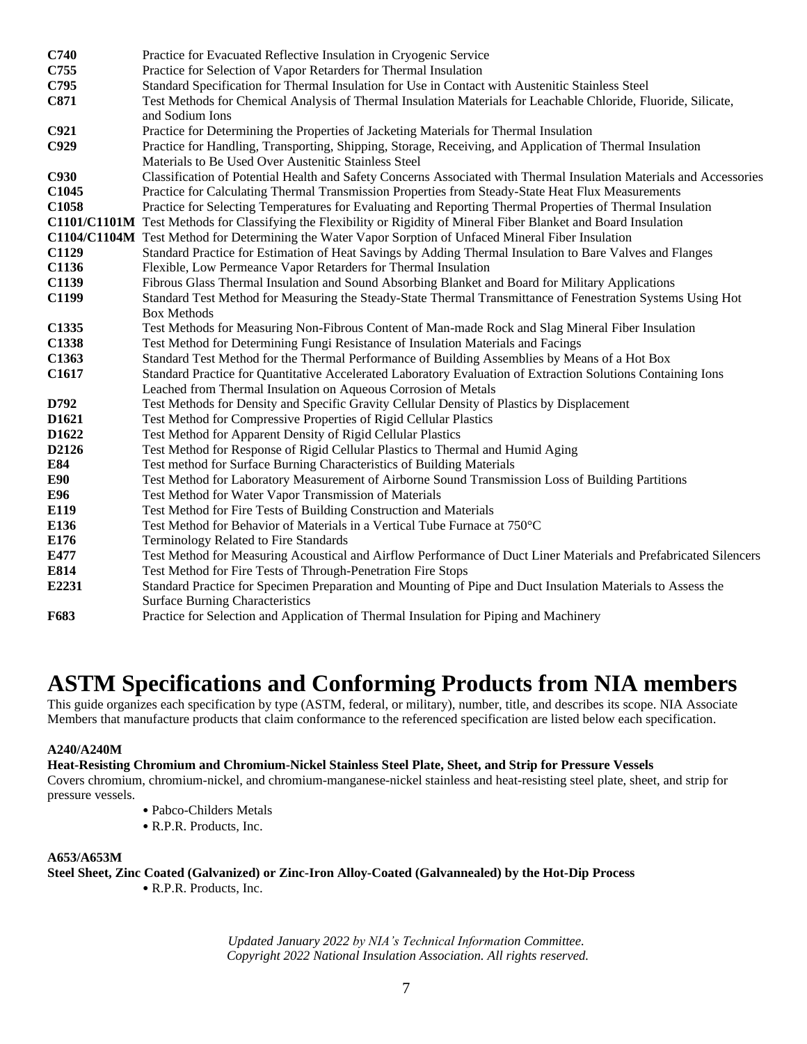| | |
|---|---|
| **C740** | Practice for Evacuated Reflective Insulation in Cryogenic Service |
| **C755** | Practice for Selection of Vapor Retarders for Thermal Insulation |
| **C795** | Standard Specification for Thermal Insulation for Use in Contact with Austenitic Stainless Steel |
| **C871** | Test Methods for Chemical Analysis of Thermal Insulation Materials for Leachable Chloride, Fluoride, Silicate, and Sodium Ions |
| **C921** | Practice for Determining the Properties of Jacketing Materials for Thermal Insulation |
| **C929** | Practice for Handling, Transporting, Shipping, Storage, Receiving, and Application of Thermal Insulation Materials to Be Used Over Austenitic Stainless Steel |
| **C930** | Classification of Potential Health and Safety Concerns Associated with Thermal Insulation Materials and Accessories |
| **C1045** | Practice for Calculating Thermal Transmission Properties from Steady-State Heat Flux Measurements |
| **C1058** | Practice for Selecting Temperatures for Evaluating and Reporting Thermal Properties of Thermal Insulation |
| **C1101/C1101M** | Test Methods for Classifying the Flexibility or Rigidity of Mineral Fiber Blanket and Board Insulation |
| **C1104/C1104M** | Test Method for Determining the Water Vapor Sorption of Unfaced Mineral Fiber Insulation |
| **C1129** | Standard Practice for Estimation of Heat Savings by Adding Thermal Insulation to Bare Valves and Flanges |
| **C1136** | Flexible, Low Permeance Vapor Retarders for Thermal Insulation |
| **C1139** | Fibrous Glass Thermal Insulation and Sound Absorbing Blanket and Board for Military Applications |
| **C1199** | Standard Test Method for Measuring the Steady-State Thermal Transmittance of Fenestration Systems Using Hot Box Methods |
| **C1335** | Test Methods for Measuring Non-Fibrous Content of Man-made Rock and Slag Mineral Fiber Insulation |
| **C1338** | Test Method for Determining Fungi Resistance of Insulation Materials and Facings |
| **C1363** | Standard Test Method for the Thermal Performance of Building Assemblies by Means of a Hot Box |
| **C1617** | Standard Practice for Quantitative Accelerated Laboratory Evaluation of Extraction Solutions Containing Ions Leached from Thermal Insulation on Aqueous Corrosion of Metals |
| **D792** | Test Methods for Density and Specific Gravity Cellular Density of Plastics by Displacement |
| **D1621** | Test Method for Compressive Properties of Rigid Cellular Plastics |
| **D1622** | Test Method for Apparent Density of Rigid Cellular Plastics |
| **D2126** | Test Method for Response of Rigid Cellular Plastics to Thermal and Humid Aging |
| **E84** | Test method for Surface Burning Characteristics of Building Materials |
| **E90** | Test Method for Laboratory Measurement of Airborne Sound Transmission Loss of Building Partitions |
| **E96** | Test Method for Water Vapor Transmission of Materials |
| **E119** | Test Method for Fire Tests of Building Construction and Materials |
| **E136** | Test Method for Behavior of Materials in a Vertical Tube Furnace at 750°C |
| **E176** | Terminology Related to Fire Standards |
| **E477** | Test Method for Measuring Acoustical and Airflow Performance of Duct Liner Materials and Prefabricated Silencers |
| **E814** | Test Method for Fire Tests of Through-Penetration Fire Stops |
| **E2231** | Standard Practice for Specimen Preparation and Mounting of Pipe and Duct Insulation Materials to Assess the Surface Burning Characteristics |
| **F683** | Practice for Selection and Application of Thermal Insulation for Piping and Machinery |

# ASTM Specifications and Conforming Products from NIA members

This guide organizes each specification by type (ASTM, federal, or military), number, title, and describes its scope. NIA Associate Members that manufacture products that claim conformance to the referenced specification are listed below each specification.

**A240/A240M**

**Heat-Resisting Chromium and Chromium-Nickel Stainless Steel Plate, Sheet, and Strip for Pressure Vessels**

Covers chromium, chromium-nickel, and chromium-manganese-nickel stainless and heat-resisting steel plate, sheet, and strip for pressure vessels.

- Pabco-Childers Metals
- R.P.R. Products, Inc.

**A653/A653M**

**Steel Sheet, Zinc Coated (Galvanized) or Zinc-Iron Alloy-Coated (Galvannealed) by the Hot-Dip Process**

- R.P.R. Products, Inc.

*Updated January 2022 by NIA's Technical Information Committee.*
*Copyright 2022 National Insulation Association. All rights reserved.*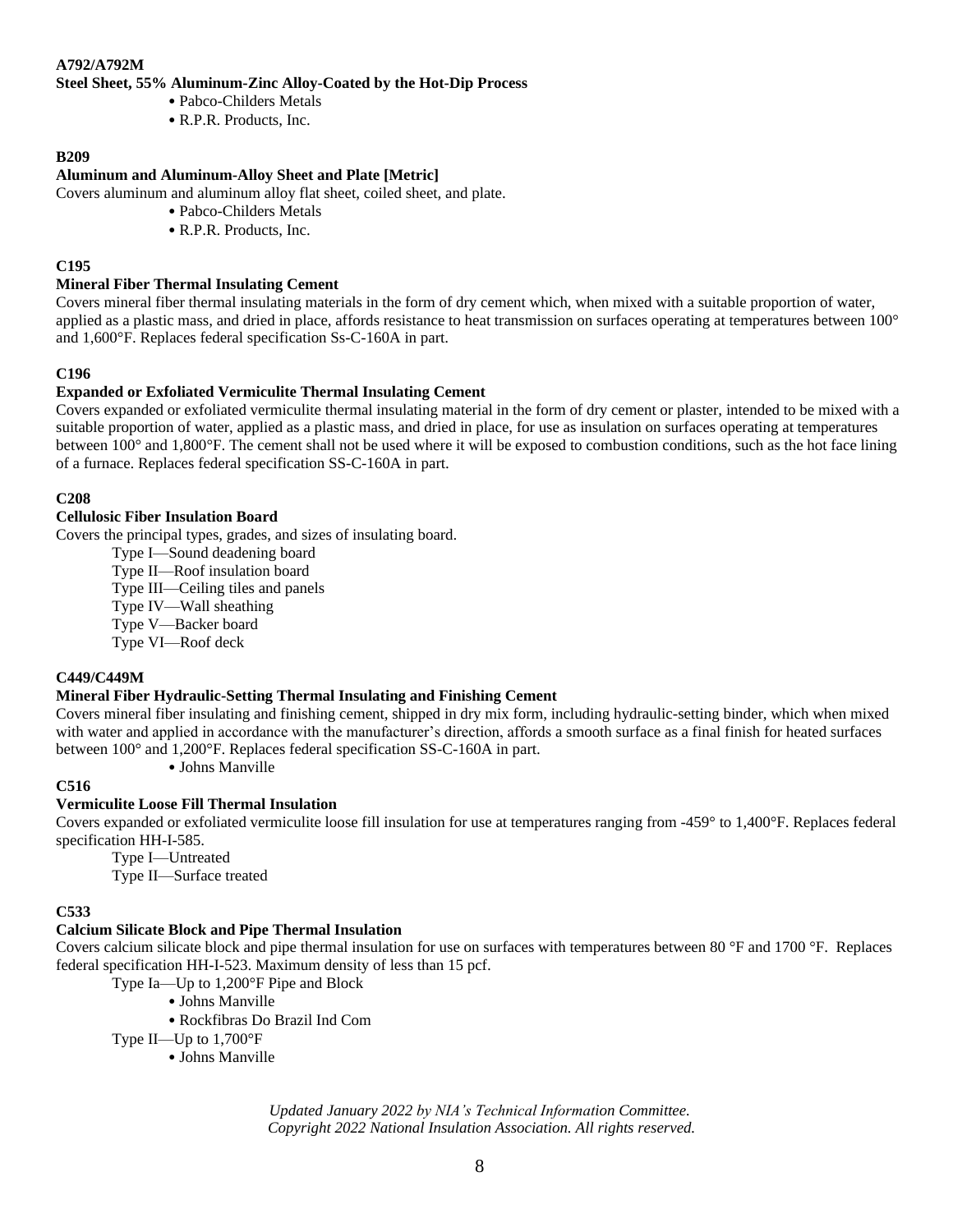**A792/A792M**

**Steel Sheet, 55% Aluminum-Zinc Alloy-Coated by the Hot-Dip Process**

- Pabco-Childers Metals
- R.P.R. Products, Inc.

**B209**

**Aluminum and Aluminum-Alloy Sheet and Plate [Metric]**

Covers aluminum and aluminum alloy flat sheet, coiled sheet, and plate.

- Pabco-Childers Metals
- R.P.R. Products, Inc.

**C195**

**Mineral Fiber Thermal Insulating Cement**

Covers mineral fiber thermal insulating materials in the form of dry cement which, when mixed with a suitable proportion of water, applied as a plastic mass, and dried in place, affords resistance to heat transmission on surfaces operating at temperatures between 100° and 1,600°F. Replaces federal specification Ss-C-160A in part.

**C196**

**Expanded or Exfoliated Vermiculite Thermal Insulating Cement**

Covers expanded or exfoliated vermiculite thermal insulating material in the form of dry cement or plaster, intended to be mixed with a suitable proportion of water, applied as a plastic mass, and dried in place, for use as insulation on surfaces operating at temperatures between 100° and 1,800°F. The cement shall not be used where it will be exposed to combustion conditions, such as the hot face lining of a furnace. Replaces federal specification SS-C-160A in part.

**C208**

**Cellulosic Fiber Insulation Board**

Covers the principal types, grades, and sizes of insulating board.

Type I—Sound deadening board
Type II—Roof insulation board
Type III—Ceiling tiles and panels
Type IV—Wall sheathing
Type V—Backer board
Type VI—Roof deck

**C449/C449M**

**Mineral Fiber Hydraulic-Setting Thermal Insulating and Finishing Cement**

Covers mineral fiber insulating and finishing cement, shipped in dry mix form, including hydraulic-setting binder, which when mixed with water and applied in accordance with the manufacturer's direction, affords a smooth surface as a final finish for heated surfaces between 100° and 1,200°F. Replaces federal specification SS-C-160A in part.

- Johns Manville

**C516**

**Vermiculite Loose Fill Thermal Insulation**

Covers expanded or exfoliated vermiculite loose fill insulation for use at temperatures ranging from -459° to 1,400°F. Replaces federal specification HH-I-585.

Type I—Untreated
Type II—Surface treated

**C533**

**Calcium Silicate Block and Pipe Thermal Insulation**

Covers calcium silicate block and pipe thermal insulation for use on surfaces with temperatures between 80 °F and 1700 °F. Replaces federal specification HH-I-523. Maximum density of less than 15 pcf.

Type Ia—Up to 1,200°F Pipe and Block

- Johns Manville
- Rockfibras Do Brazil Ind Com

Type II—Up to 1,700°F

- Johns Manville

*Updated January 2022 by NIA's Technical Information Committee.*
*Copyright 2022 National Insulation Association. All rights reserved.*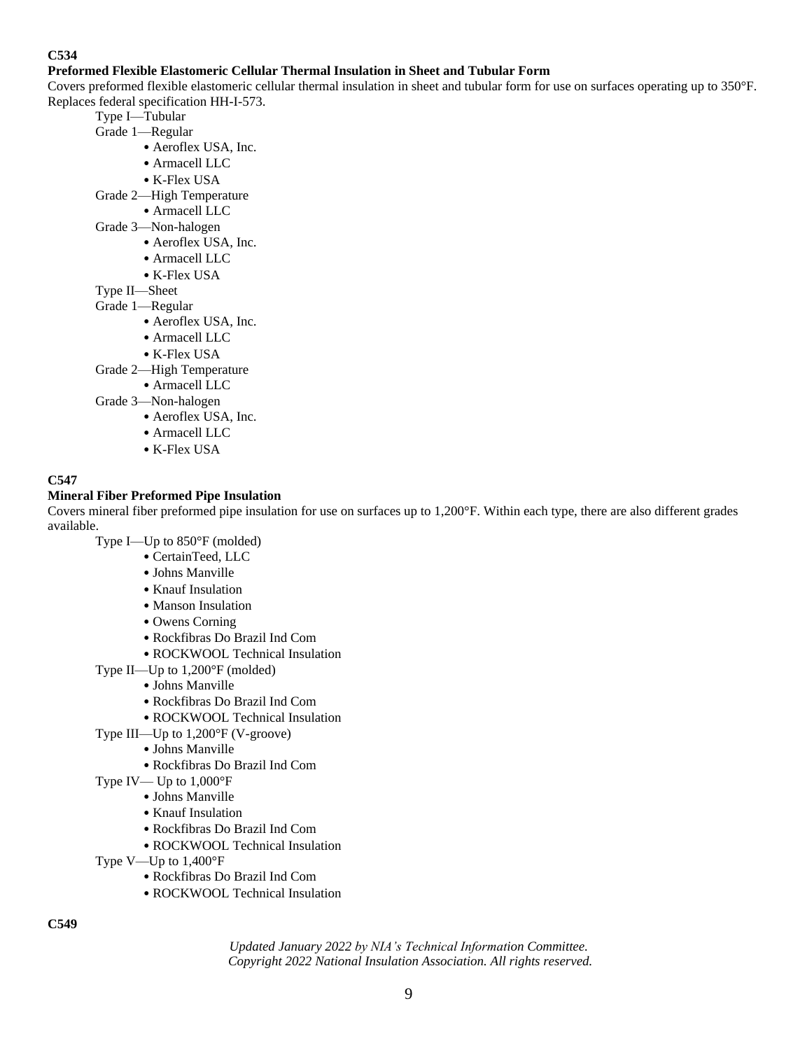**C534**

**Preformed Flexible Elastomeric Cellular Thermal Insulation in Sheet and Tubular Form**

Covers preformed flexible elastomeric cellular thermal insulation in sheet and tubular form for use on surfaces operating up to 350°F. Replaces federal specification HH-I-573.

Type I—Tubular

Grade 1—Regular

- Aeroflex USA, Inc.
- Armacell LLC
- K-Flex USA

Grade 2—High Temperature

- Armacell LLC

Grade 3—Non-halogen

- Aeroflex USA, Inc.
- Armacell LLC
- K-Flex USA

Type II—Sheet

Grade 1—Regular

- Aeroflex USA, Inc.
- Armacell LLC
- K-Flex USA

Grade 2—High Temperature

- Armacell LLC

Grade 3—Non-halogen

- Aeroflex USA, Inc.
- Armacell LLC
- K-Flex USA

**C547**

**Mineral Fiber Preformed Pipe Insulation**

Covers mineral fiber preformed pipe insulation for use on surfaces up to 1,200°F. Within each type, there are also different grades available.

Type I—Up to 850°F (molded)

- CertainTeed, LLC
- Johns Manville
- Knauf Insulation
- Manson Insulation
- Owens Corning
- Rockfibras Do Brazil Ind Com
- ROCKWOOL Technical Insulation

Type II—Up to 1,200°F (molded)

- Johns Manville
- Rockfibras Do Brazil Ind Com
- ROCKWOOL Technical Insulation

Type III—Up to 1,200°F (V-groove)

- Johns Manville
- Rockfibras Do Brazil Ind Com

Type IV— Up to 1,000°F

- Johns Manville
- Knauf Insulation
- Rockfibras Do Brazil Ind Com
- ROCKWOOL Technical Insulation

Type V—Up to 1,400°F

- Rockfibras Do Brazil Ind Com
- ROCKWOOL Technical Insulation

**C549**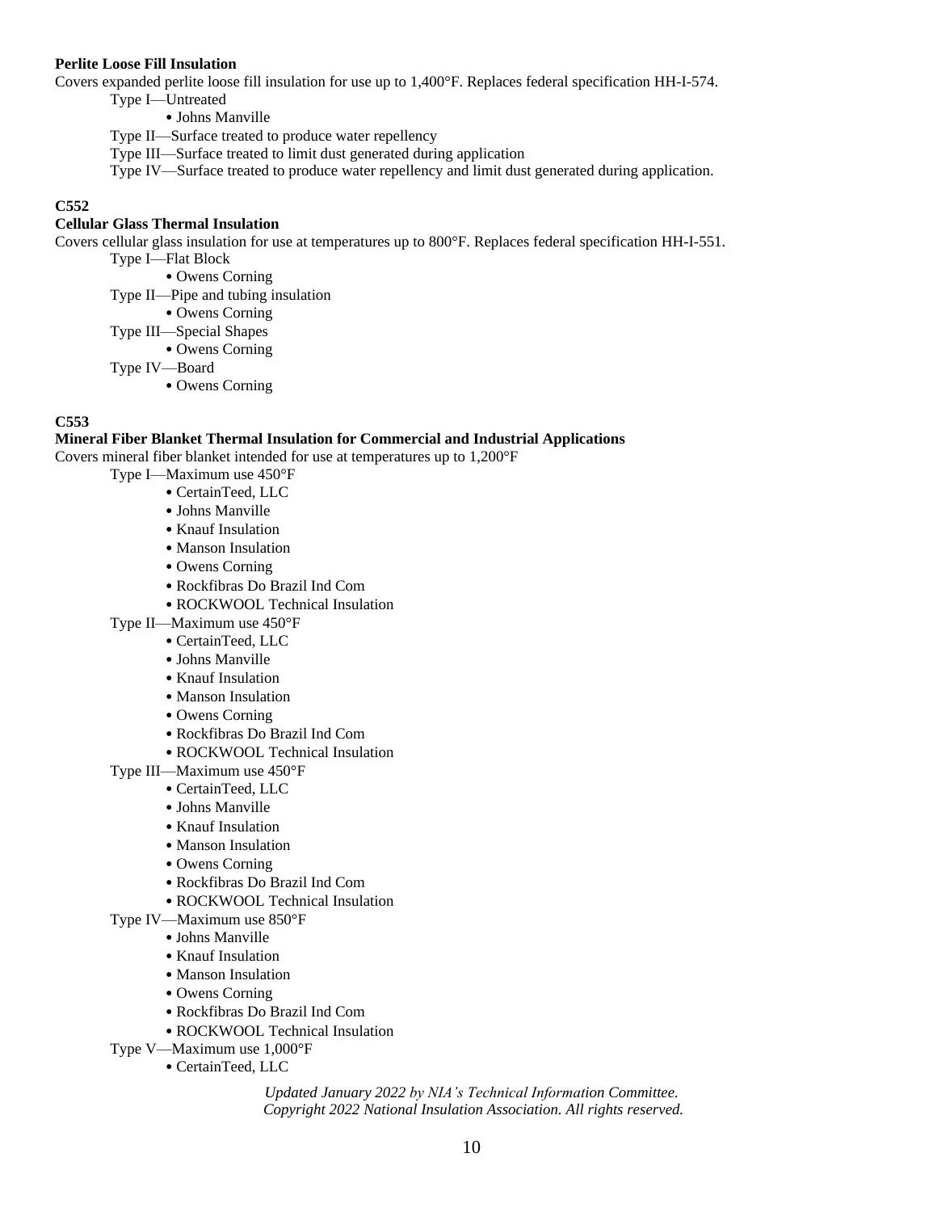**Perlite Loose Fill Insulation**

Covers expanded perlite loose fill insulation for use up to 1,400°F. Replaces federal specification HH-I-574.

- Type I—Untreated
  - Johns Manville
- Type II—Surface treated to produce water repellency
- Type III—Surface treated to limit dust generated during application
- Type IV—Surface treated to produce water repellency and limit dust generated during application.

**C552**

**Cellular Glass Thermal Insulation**

Covers cellular glass insulation for use at temperatures up to 800°F. Replaces federal specification HH-I-551.

- Type I—Flat Block
  - Owens Corning
- Type II—Pipe and tubing insulation
  - Owens Corning
- Type III—Special Shapes
  - Owens Corning
- Type IV—Board
  - Owens Corning

**C553**

**Mineral Fiber Blanket Thermal Insulation for Commercial and Industrial Applications**

Covers mineral fiber blanket intended for use at temperatures up to 1,200°F

- Type I—Maximum use 450°F
  - CertainTeed, LLC
  - Johns Manville
  - Knauf Insulation
  - Manson Insulation
  - Owens Corning
  - Rockfibras Do Brazil Ind Com
  - ROCKWOOL Technical Insulation
- Type II—Maximum use 450°F
  - CertainTeed, LLC
  - Johns Manville
  - Knauf Insulation
  - Manson Insulation
  - Owens Corning
  - Rockfibras Do Brazil Ind Com
  - ROCKWOOL Technical Insulation
- Type III—Maximum use 450°F
  - CertainTeed, LLC
  - Johns Manville
  - Knauf Insulation
  - Manson Insulation
  - Owens Corning
  - Rockfibras Do Brazil Ind Com
  - ROCKWOOL Technical Insulation
- Type IV—Maximum use 850°F
  - Johns Manville
  - Knauf Insulation
  - Manson Insulation
  - Owens Corning
  - Rockfibras Do Brazil Ind Com
  - ROCKWOOL Technical Insulation
- Type V—Maximum use 1,000°F
  - CertainTeed, LLC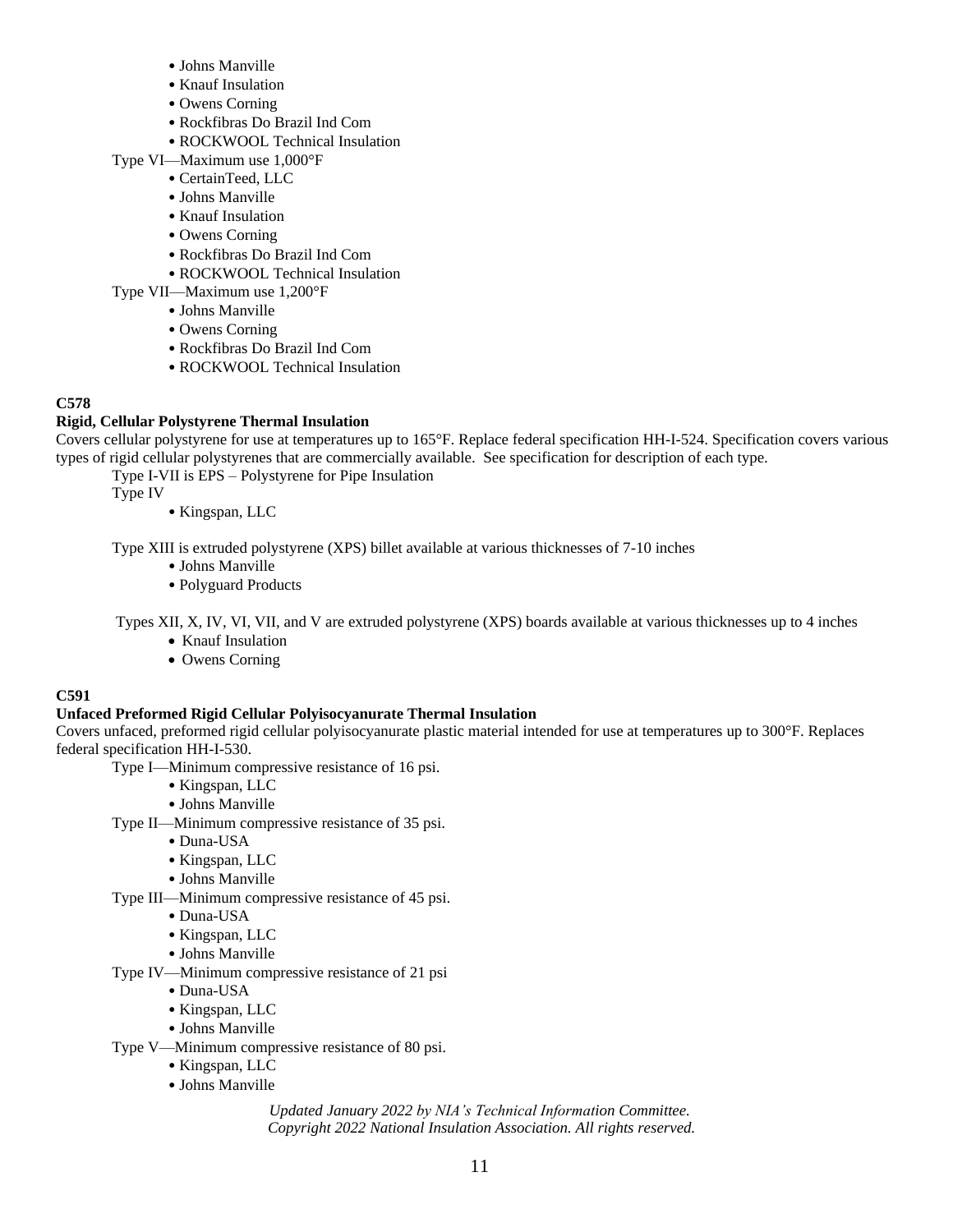- Johns Manville
- Knauf Insulation
- Owens Corning
- Rockfibras Do Brazil Ind Com
- ROCKWOOL Technical Insulation

Type VI—Maximum use 1,000°F

- CertainTeed, LLC
- Johns Manville
- Knauf Insulation
- Owens Corning
- Rockfibras Do Brazil Ind Com
- ROCKWOOL Technical Insulation

Type VII—Maximum use 1,200°F

- Johns Manville
- Owens Corning
- Rockfibras Do Brazil Ind Com
- ROCKWOOL Technical Insulation

**C578**

**Rigid, Cellular Polystyrene Thermal Insulation**

Covers cellular polystyrene for use at temperatures up to 165°F. Replace federal specification HH-I-524. Specification covers various types of rigid cellular polystyrenes that are commercially available. See specification for description of each type.

Type I-VII is EPS – Polystyrene for Pipe Insulation

Type IV

- Kingspan, LLC

Type XIII is extruded polystyrene (XPS) billet available at various thicknesses of 7-10 inches

- Johns Manville
- Polyguard Products

Types XII, X, IV, VI, VII, and V are extruded polystyrene (XPS) boards available at various thicknesses up to 4 inches

- Knauf Insulation
- Owens Corning

**C591**

**Unfaced Preformed Rigid Cellular Polyisocyanurate Thermal Insulation**

Covers unfaced, preformed rigid cellular polyisocyanurate plastic material intended for use at temperatures up to 300°F. Replaces federal specification HH-I-530.

Type I—Minimum compressive resistance of 16 psi.

- Kingspan, LLC
- Johns Manville

Type II—Minimum compressive resistance of 35 psi.

- Duna-USA
- Kingspan, LLC
- Johns Manville

Type III—Minimum compressive resistance of 45 psi.

- Duna-USA
- Kingspan, LLC
- Johns Manville

Type IV—Minimum compressive resistance of 21 psi

- Duna-USA
- Kingspan, LLC
- Johns Manville

Type V—Minimum compressive resistance of 80 psi.

- Kingspan, LLC
- Johns Manville

*Updated January 2022 by NIA's Technical Information Committee.*
*Copyright 2022 National Insulation Association. All rights reserved.*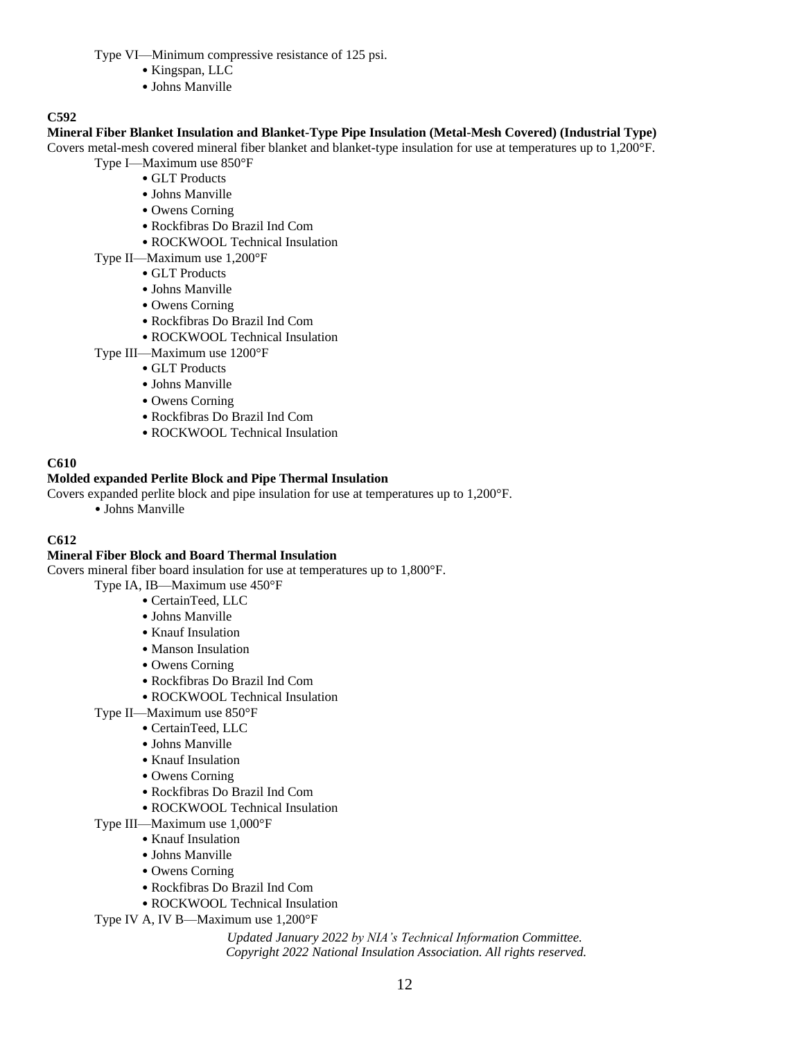Type VI—Minimum compressive resistance of 125 psi.

- Kingspan, LLC
- Johns Manville

**C592**

**Mineral Fiber Blanket Insulation and Blanket-Type Pipe Insulation (Metal-Mesh Covered) (Industrial Type)**

Covers metal-mesh covered mineral fiber blanket and blanket-type insulation for use at temperatures up to 1,200°F.

Type I—Maximum use 850°F

- GLT Products
- Johns Manville
- Owens Corning
- Rockfibras Do Brazil Ind Com
- ROCKWOOL Technical Insulation

Type II—Maximum use 1,200°F

- GLT Products
- Johns Manville
- Owens Corning
- Rockfibras Do Brazil Ind Com
- ROCKWOOL Technical Insulation

Type III—Maximum use 1200°F

- GLT Products
- Johns Manville
- Owens Corning
- Rockfibras Do Brazil Ind Com
- ROCKWOOL Technical Insulation

**C610**

**Molded expanded Perlite Block and Pipe Thermal Insulation**

Covers expanded perlite block and pipe insulation for use at temperatures up to 1,200°F.

- Johns Manville

**C612**

**Mineral Fiber Block and Board Thermal Insulation**

Covers mineral fiber board insulation for use at temperatures up to 1,800°F.

Type IA, IB—Maximum use 450°F

- CertainTeed, LLC
- Johns Manville
- Knauf Insulation
- Manson Insulation
- Owens Corning
- Rockfibras Do Brazil Ind Com
- ROCKWOOL Technical Insulation

Type II—Maximum use 850°F

- CertainTeed, LLC
- Johns Manville
- Knauf Insulation
- Owens Corning
- Rockfibras Do Brazil Ind Com
- ROCKWOOL Technical Insulation

Type III—Maximum use 1,000°F

- Knauf Insulation
- Johns Manville
- Owens Corning
- Rockfibras Do Brazil Ind Com
- ROCKWOOL Technical Insulation

Type IV A, IV B—Maximum use 1,200°F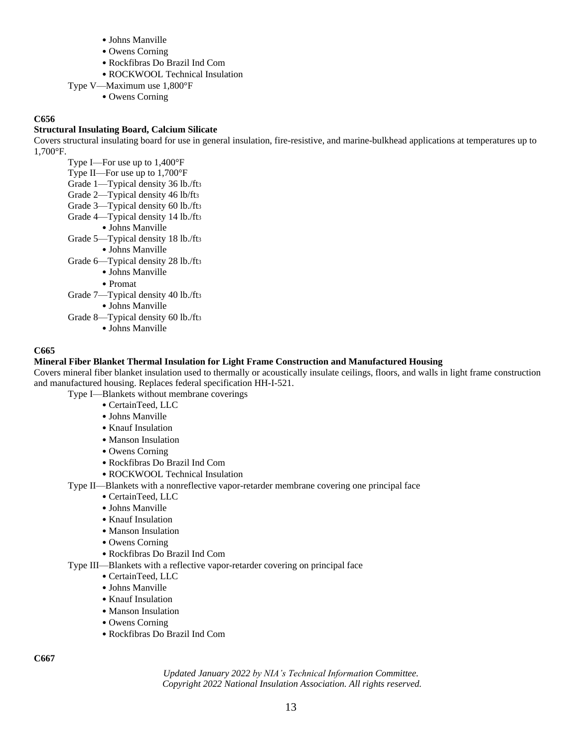- Johns Manville
- Owens Corning
- Rockfibras Do Brazil Ind Com
- ROCKWOOL Technical Insulation

Type V—Maximum use 1,800°F

- Owens Corning

**C656**

**Structural Insulating Board, Calcium Silicate**

Covers structural insulating board for use in general insulation, fire-resistive, and marine-bulkhead applications at temperatures up to 1,700°F.

Type I—For use up to 1,400°F

Type II—For use up to 1,700°F

Grade 1—Typical density 36 lb./ft$^3$

Grade 2—Typical density 46 lb/ft$^3$

Grade 3—Typical density 60 lb./ft$^3$

Grade 4—Typical density 14 lb./ft$^3$

- Johns Manville

Grade 5—Typical density 18 lb./ft$^3$

- Johns Manville

Grade 6—Typical density 28 lb./ft$^3$

- Johns Manville
- Promat

Grade 7—Typical density 40 lb./ft$^3$

- Johns Manville

Grade 8—Typical density 60 lb./ft$^3$

- Johns Manville

**C665**

**Mineral Fiber Blanket Thermal Insulation for Light Frame Construction and Manufactured Housing**

Covers mineral fiber blanket insulation used to thermally or acoustically insulate ceilings, floors, and walls in light frame construction and manufactured housing. Replaces federal specification HH-I-521.

Type I—Blankets without membrane coverings

- CertainTeed, LLC
- Johns Manville
- Knauf Insulation
- Manson Insulation
- Owens Corning
- Rockfibras Do Brazil Ind Com
- ROCKWOOL Technical Insulation

Type II—Blankets with a nonreflective vapor-retarder membrane covering one principal face

- CertainTeed, LLC
- Johns Manville
- Knauf Insulation
- Manson Insulation
- Owens Corning
- Rockfibras Do Brazil Ind Com

Type III—Blankets with a reflective vapor-retarder covering on principal face

- CertainTeed, LLC
- Johns Manville
- Knauf Insulation
- Manson Insulation
- Owens Corning
- Rockfibras Do Brazil Ind Com

**C667**

*Updated January 2022 by NIA's Technical Information Committee.*
*Copyright 2022 National Insulation Association. All rights reserved.*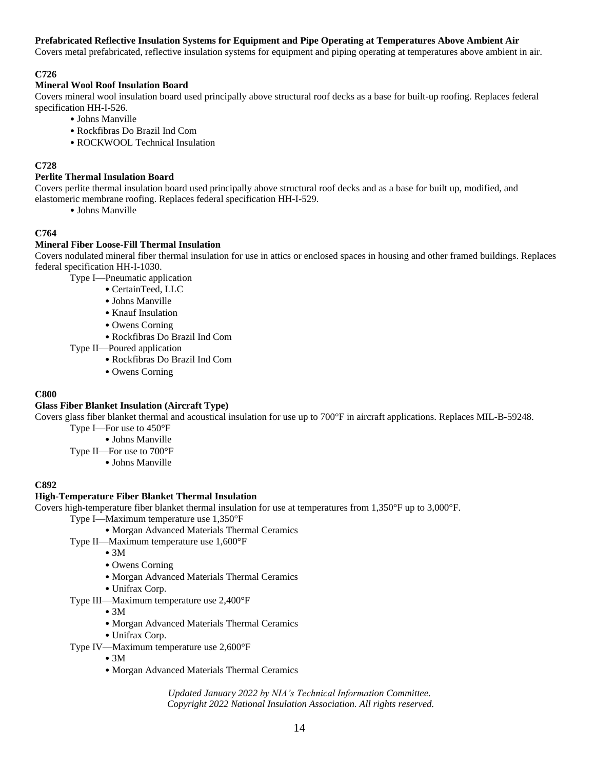**Prefabricated Reflective Insulation Systems for Equipment and Pipe Operating at Temperatures Above Ambient Air**
Covers metal prefabricated, reflective insulation systems for equipment and piping operating at temperatures above ambient in air.

**C726**
**Mineral Wool Roof Insulation Board**
Covers mineral wool insulation board used principally above structural roof decks as a base for built-up roofing. Replaces federal specification HH-I-526.

- Johns Manville
- Rockfibras Do Brazil Ind Com
- ROCKWOOL Technical Insulation

**C728**
**Perlite Thermal Insulation Board**
Covers perlite thermal insulation board used principally above structural roof decks and as a base for built up, modified, and elastomeric membrane roofing. Replaces federal specification HH-I-529.

- Johns Manville

**C764**
**Mineral Fiber Loose-Fill Thermal Insulation**
Covers nodulated mineral fiber thermal insulation for use in attics or enclosed spaces in housing and other framed buildings. Replaces federal specification HH-I-1030.

Type I—Pneumatic application
- CertainTeed, LLC
- Johns Manville
- Knauf Insulation
- Owens Corning
- Rockfibras Do Brazil Ind Com

Type II—Poured application
- Rockfibras Do Brazil Ind Com
- Owens Corning

**C800**
**Glass Fiber Blanket Insulation (Aircraft Type)**
Covers glass fiber blanket thermal and acoustical insulation for use up to 700°F in aircraft applications. Replaces MIL-B-59248.

Type I—For use to 450°F
- Johns Manville

Type II—For use to 700°F
- Johns Manville

**C892**
**High-Temperature Fiber Blanket Thermal Insulation**
Covers high-temperature fiber blanket thermal insulation for use at temperatures from 1,350°F up to 3,000°F.

Type I—Maximum temperature use 1,350°F
- Morgan Advanced Materials Thermal Ceramics

Type II—Maximum temperature use 1,600°F
- 3M
- Owens Corning
- Morgan Advanced Materials Thermal Ceramics
- Unifrax Corp.

Type III—Maximum temperature use 2,400°F
- 3M
- Morgan Advanced Materials Thermal Ceramics
- Unifrax Corp.

Type IV—Maximum temperature use 2,600°F
- 3M
- Morgan Advanced Materials Thermal Ceramics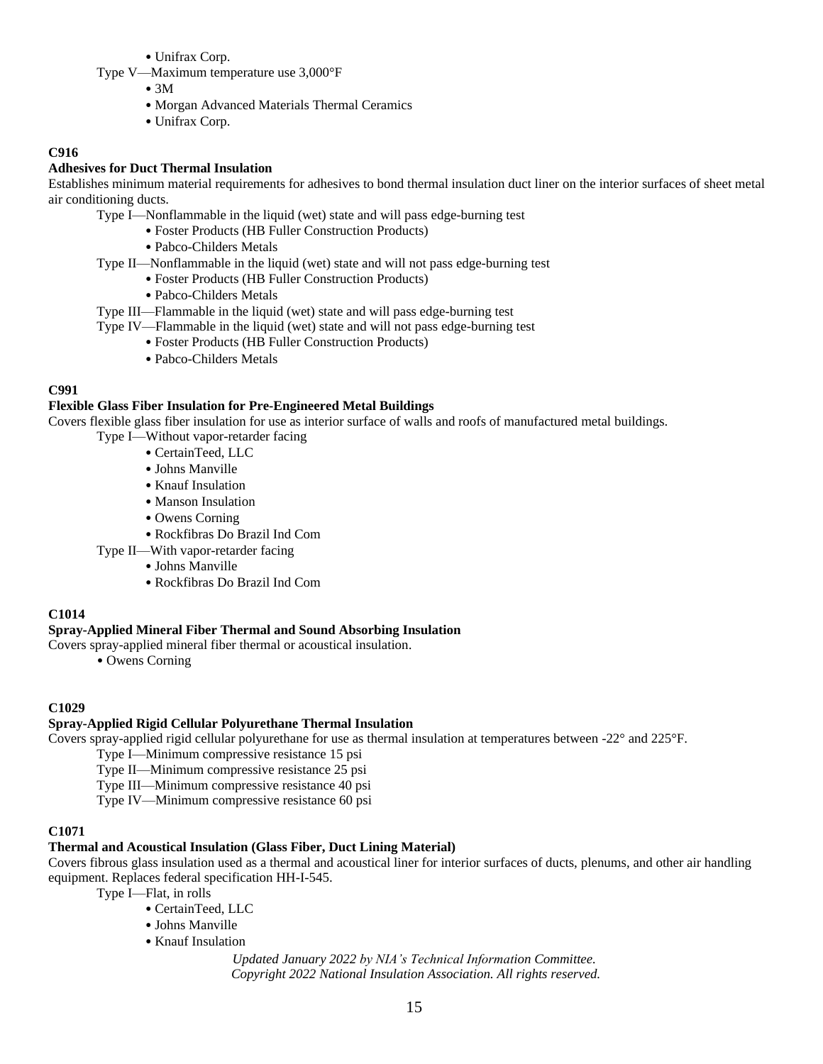- Unifrax Corp.

Type V—Maximum temperature use 3,000°F

- 3M
- Morgan Advanced Materials Thermal Ceramics
- Unifrax Corp.

**C916**

**Adhesives for Duct Thermal Insulation**

Establishes minimum material requirements for adhesives to bond thermal insulation duct liner on the interior surfaces of sheet metal air conditioning ducts.

Type I—Nonflammable in the liquid (wet) state and will pass edge-burning test

- Foster Products (HB Fuller Construction Products)
- Pabco-Childers Metals

Type II—Nonflammable in the liquid (wet) state and will not pass edge-burning test

- Foster Products (HB Fuller Construction Products)
- Pabco-Childers Metals

Type III—Flammable in the liquid (wet) state and will pass edge-burning test

Type IV—Flammable in the liquid (wet) state and will not pass edge-burning test

- Foster Products (HB Fuller Construction Products)
- Pabco-Childers Metals

**C991**

**Flexible Glass Fiber Insulation for Pre-Engineered Metal Buildings**

Covers flexible glass fiber insulation for use as interior surface of walls and roofs of manufactured metal buildings.

Type I—Without vapor-retarder facing

- CertainTeed, LLC
- Johns Manville
- Knauf Insulation
- Manson Insulation
- Owens Corning
- Rockfibras Do Brazil Ind Com

Type II—With vapor-retarder facing

- Johns Manville
- Rockfibras Do Brazil Ind Com

**C1014**

**Spray-Applied Mineral Fiber Thermal and Sound Absorbing Insulation**

Covers spray-applied mineral fiber thermal or acoustical insulation.

- Owens Corning

**C1029**

**Spray-Applied Rigid Cellular Polyurethane Thermal Insulation**

Covers spray-applied rigid cellular polyurethane for use as thermal insulation at temperatures between -22° and 225°F.

Type I—Minimum compressive resistance 15 psi

Type II—Minimum compressive resistance 25 psi

Type III—Minimum compressive resistance 40 psi

Type IV—Minimum compressive resistance 60 psi

**C1071**

**Thermal and Acoustical Insulation (Glass Fiber, Duct Lining Material)**

Covers fibrous glass insulation used as a thermal and acoustical liner for interior surfaces of ducts, plenums, and other air handling equipment. Replaces federal specification HH-I-545.

Type I—Flat, in rolls

- CertainTeed, LLC
- Johns Manville
- Knauf Insulation

*Updated January 2022 by NIA's Technical Information Committee.*
*Copyright 2022 National Insulation Association. All rights reserved.*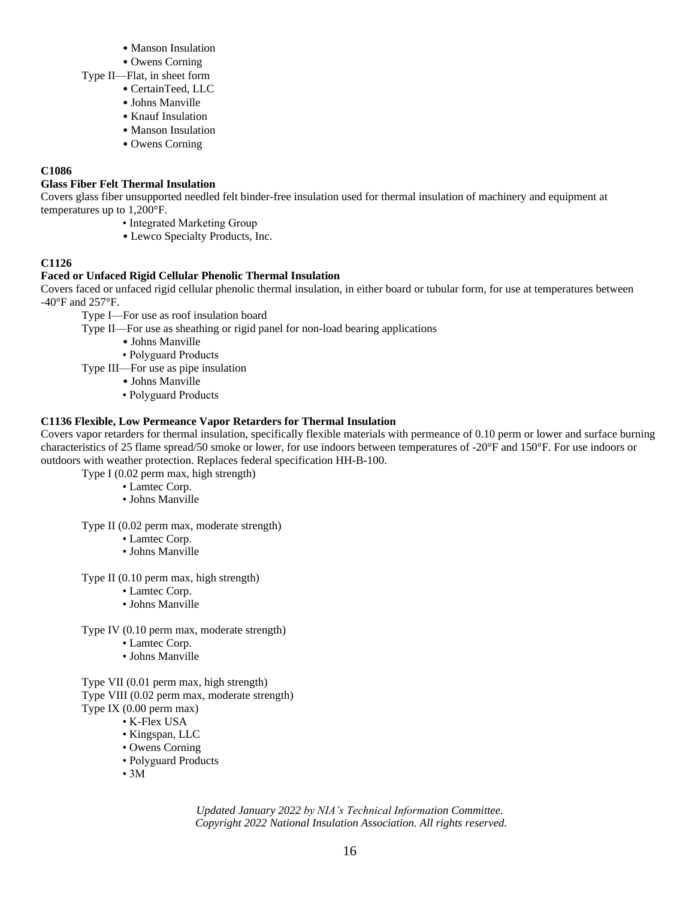- Manson Insulation
- Owens Corning

Type II—Flat, in sheet form

- CertainTeed, LLC
- Johns Manville
- Knauf Insulation
- Manson Insulation
- Owens Corning

**C1086**

**Glass Fiber Felt Thermal Insulation**

Covers glass fiber unsupported needled felt binder-free insulation used for thermal insulation of machinery and equipment at temperatures up to 1,200°F.

- Integrated Marketing Group
- Lewco Specialty Products, Inc.

**C1126**

**Faced or Unfaced Rigid Cellular Phenolic Thermal Insulation**

Covers faced or unfaced rigid cellular phenolic thermal insulation, in either board or tubular form, for use at temperatures between -40°F and 257°F.

Type I—For use as roof insulation board

Type II—For use as sheathing or rigid panel for non-load bearing applications

- Johns Manville
- Polyguard Products

Type III—For use as pipe insulation

- Johns Manville
- Polyguard Products

**C1136 Flexible, Low Permeance Vapor Retarders for Thermal Insulation**

Covers vapor retarders for thermal insulation, specifically flexible materials with permeance of 0.10 perm or lower and surface burning characteristics of 25 flame spread/50 smoke or lower, for use indoors between temperatures of -20°F and 150°F. For use indoors or outdoors with weather protection. Replaces federal specification HH-B-100.

Type I (0.02 perm max, high strength)

- Lamtec Corp.
- Johns Manville

Type II (0.02 perm max, moderate strength)

- Lamtec Corp.
- Johns Manville

Type II (0.10 perm max, high strength)

- Lamtec Corp.
- Johns Manville

Type IV (0.10 perm max, moderate strength)

- Lamtec Corp.
- Johns Manville

Type VII (0.01 perm max, high strength)

Type VIII (0.02 perm max, moderate strength)

Type IX (0.00 perm max)

- K-Flex USA
- Kingspan, LLC
- Owens Corning
- Polyguard Products
- 3M

*Updated January 2022 by NIA's Technical Information Committee.*
*Copyright 2022 National Insulation Association. All rights reserved.*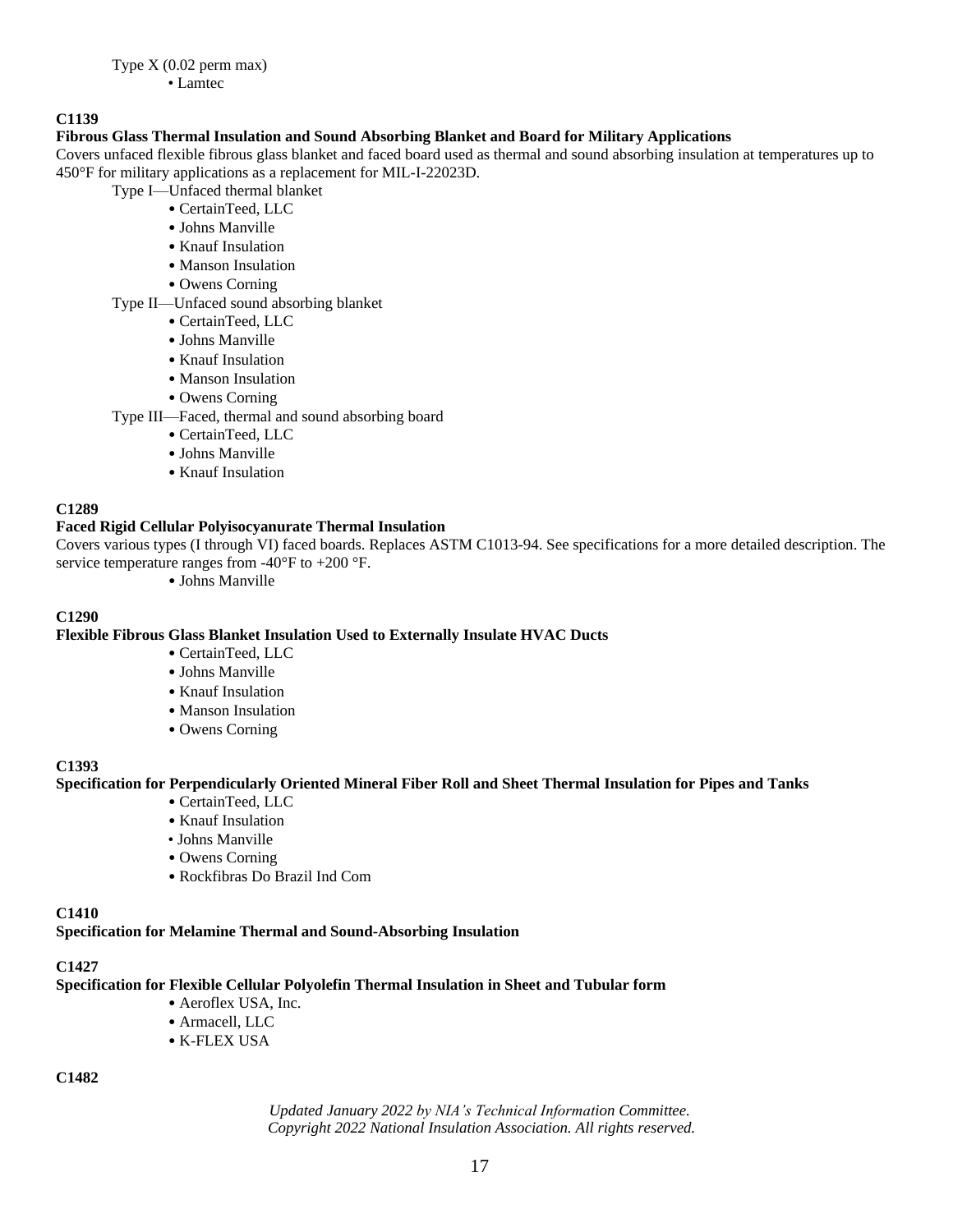Type X (0.02 perm max)

- Lamtec

**C1139**

**Fibrous Glass Thermal Insulation and Sound Absorbing Blanket and Board for Military Applications**

Covers unfaced flexible fibrous glass blanket and faced board used as thermal and sound absorbing insulation at temperatures up to 450°F for military applications as a replacement for MIL-I-22023D.

Type I—Unfaced thermal blanket

- CertainTeed, LLC
- Johns Manville
- Knauf Insulation
- Manson Insulation
- Owens Corning

Type II—Unfaced sound absorbing blanket

- CertainTeed, LLC
- Johns Manville
- Knauf Insulation
- Manson Insulation
- Owens Corning

Type III—Faced, thermal and sound absorbing board

- CertainTeed, LLC
- Johns Manville
- Knauf Insulation

**C1289**

**Faced Rigid Cellular Polyisocyanurate Thermal Insulation**

Covers various types (I through VI) faced boards. Replaces ASTM C1013-94. See specifications for a more detailed description. The service temperature ranges from -40°F to +200 °F.

- Johns Manville

**C1290**

**Flexible Fibrous Glass Blanket Insulation Used to Externally Insulate HVAC Ducts**

- CertainTeed, LLC
- Johns Manville
- Knauf Insulation
- Manson Insulation
- Owens Corning

**C1393**

**Specification for Perpendicularly Oriented Mineral Fiber Roll and Sheet Thermal Insulation for Pipes and Tanks**

- CertainTeed, LLC
- Knauf Insulation
- Johns Manville
- Owens Corning
- Rockfibras Do Brazil Ind Com

**C1410**

**Specification for Melamine Thermal and Sound-Absorbing Insulation**

**C1427**

**Specification for Flexible Cellular Polyolefin Thermal Insulation in Sheet and Tubular form**

- Aeroflex USA, Inc.
- Armacell, LLC
- K-FLEX USA

**C1482**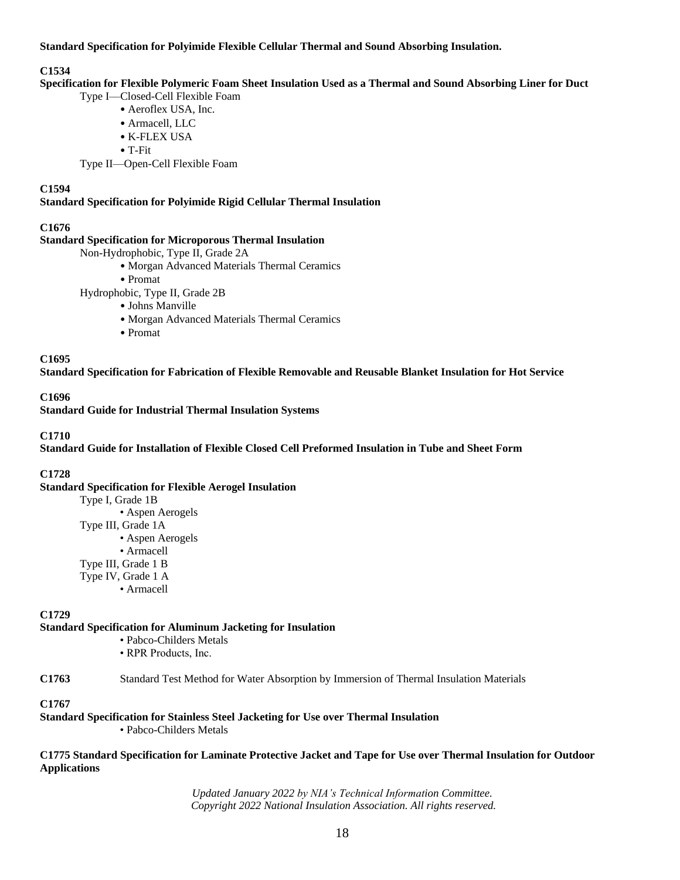**Standard Specification for Polyimide Flexible Cellular Thermal and Sound Absorbing Insulation.**

**C1534**

**Specification for Flexible Polymeric Foam Sheet Insulation Used as a Thermal and Sound Absorbing Liner for Duct**

Type I—Closed-Cell Flexible Foam

- Aeroflex USA, Inc.
- Armacell, LLC
- K-FLEX USA
- T-Fit

Type II—Open-Cell Flexible Foam

**C1594**

**Standard Specification for Polyimide Rigid Cellular Thermal Insulation**

**C1676**

**Standard Specification for Microporous Thermal Insulation**

Non-Hydrophobic, Type II, Grade 2A

- Morgan Advanced Materials Thermal Ceramics
- Promat

Hydrophobic, Type II, Grade 2B

- Johns Manville
- Morgan Advanced Materials Thermal Ceramics
- Promat

**C1695**

**Standard Specification for Fabrication of Flexible Removable and Reusable Blanket Insulation for Hot Service**

**C1696**

**Standard Guide for Industrial Thermal Insulation Systems**

**C1710**

**Standard Guide for Installation of Flexible Closed Cell Preformed Insulation in Tube and Sheet Form**

**C1728**

**Standard Specification for Flexible Aerogel Insulation**

Type I, Grade 1B

- Aspen Aerogels

Type III, Grade 1A

- Aspen Aerogels
- Armacell

Type III, Grade 1 B

Type IV, Grade 1 A

- Armacell

**C1729**

**Standard Specification for Aluminum Jacketing for Insulation**

- Pabco-Childers Metals
- RPR Products, Inc.

**C1763** Standard Test Method for Water Absorption by Immersion of Thermal Insulation Materials

**C1767**

**Standard Specification for Stainless Steel Jacketing for Use over Thermal Insulation**

- Pabco-Childers Metals

**C1775 Standard Specification for Laminate Protective Jacket and Tape for Use over Thermal Insulation for Outdoor Applications**

*Updated January 2022 by NIA's Technical Information Committee.*
*Copyright 2022 National Insulation Association. All rights reserved.*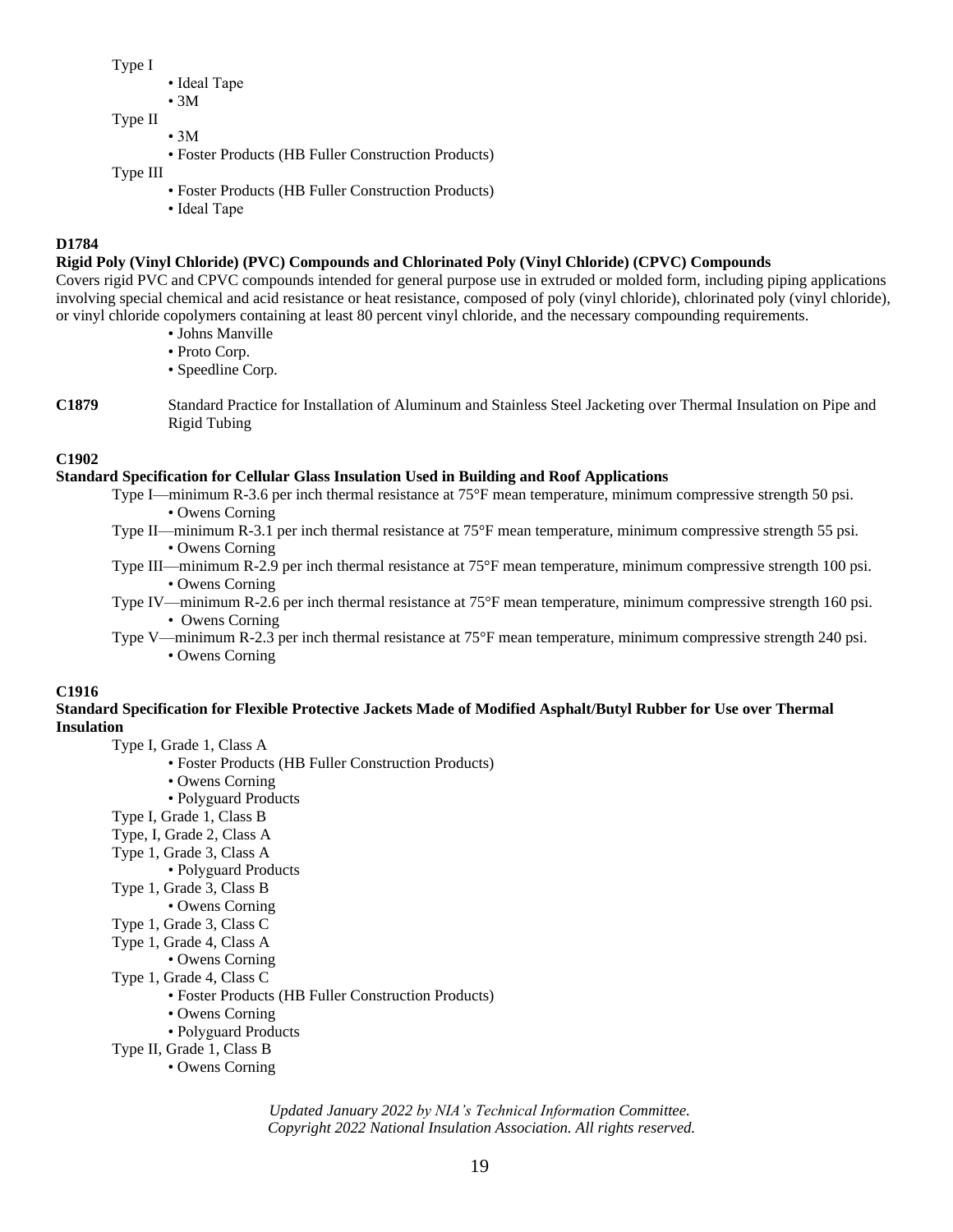Type I

- Ideal Tape
- 3M

Type II

- 3M
- Foster Products (HB Fuller Construction Products)

Type III

- Foster Products (HB Fuller Construction Products)
- Ideal Tape

**D1784**

**Rigid Poly (Vinyl Chloride) (PVC) Compounds and Chlorinated Poly (Vinyl Chloride) (CPVC) Compounds**

Covers rigid PVC and CPVC compounds intended for general purpose use in extruded or molded form, including piping applications involving special chemical and acid resistance or heat resistance, composed of poly (vinyl chloride), chlorinated poly (vinyl chloride), or vinyl chloride copolymers containing at least 80 percent vinyl chloride, and the necessary compounding requirements.

- Johns Manville
- Proto Corp.
- Speedline Corp.

**C1879** Standard Practice for Installation of Aluminum and Stainless Steel Jacketing over Thermal Insulation on Pipe and Rigid Tubing

**C1902**

**Standard Specification for Cellular Glass Insulation Used in Building and Roof Applications**

Type I—minimum R-3.6 per inch thermal resistance at 75°F mean temperature, minimum compressive strength 50 psi.

- Owens Corning

Type II—minimum R-3.1 per inch thermal resistance at 75°F mean temperature, minimum compressive strength 55 psi.

- Owens Corning

Type III—minimum R-2.9 per inch thermal resistance at 75°F mean temperature, minimum compressive strength 100 psi.

- Owens Corning

Type IV—minimum R-2.6 per inch thermal resistance at 75°F mean temperature, minimum compressive strength 160 psi.

- Owens Corning

Type V—minimum R-2.3 per inch thermal resistance at 75°F mean temperature, minimum compressive strength 240 psi.

- Owens Corning

**C1916**

**Standard Specification for Flexible Protective Jackets Made of Modified Asphalt/Butyl Rubber for Use over Thermal Insulation**

Type I, Grade 1, Class A

- Foster Products (HB Fuller Construction Products)
- Owens Corning
- Polyguard Products

Type I, Grade 1, Class B

Type, I, Grade 2, Class A

Type 1, Grade 3, Class A

- Polyguard Products

Type 1, Grade 3, Class B

- Owens Corning

Type 1, Grade 3, Class C

Type 1, Grade 4, Class A

- Owens Corning

Type 1, Grade 4, Class C

- Foster Products (HB Fuller Construction Products)
- Owens Corning
- Polyguard Products

Type II, Grade 1, Class B

- Owens Corning

*Updated January 2022 by NIA's Technical Information Committee.*
*Copyright 2022 National Insulation Association. All rights reserved.*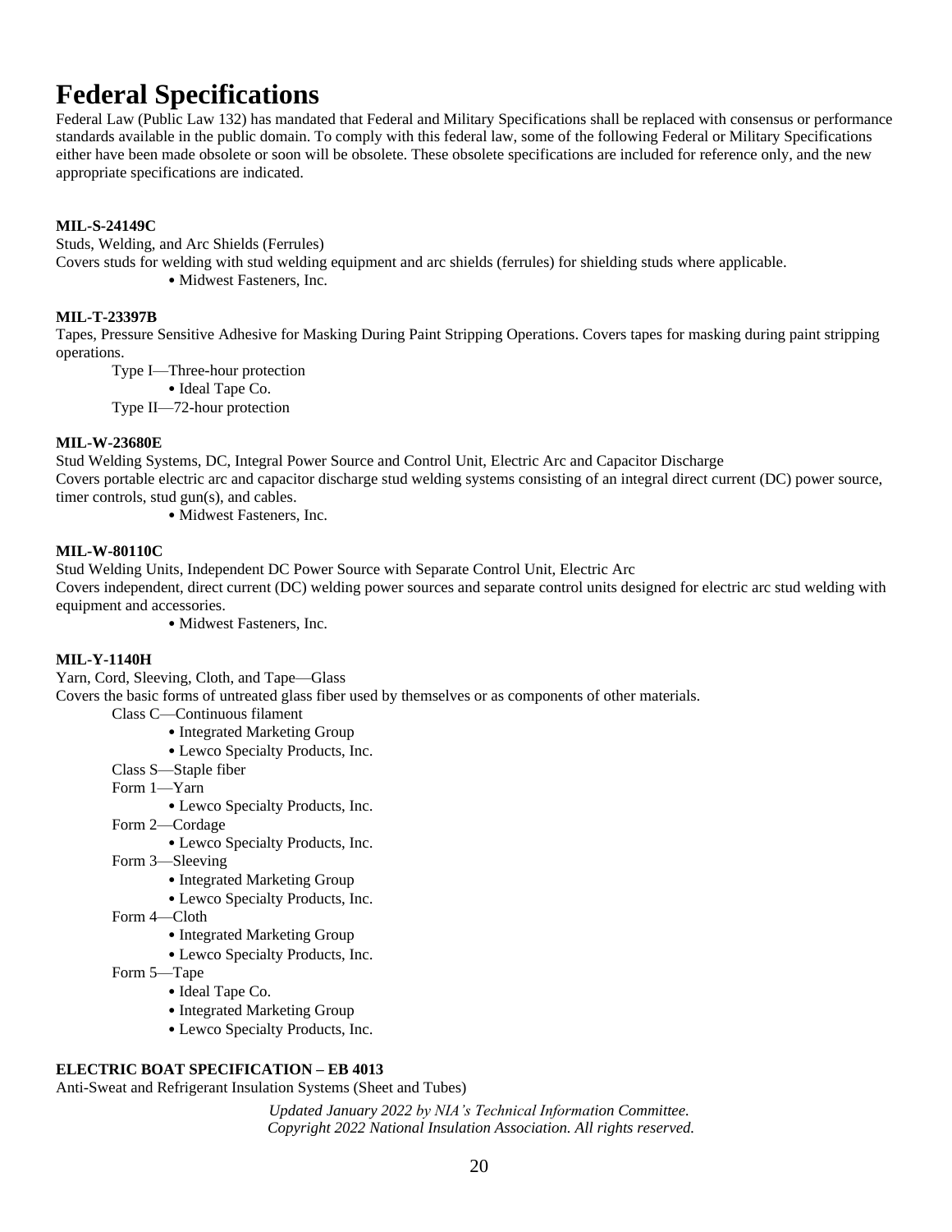# Federal Specifications

Federal Law (Public Law 132) has mandated that Federal and Military Specifications shall be replaced with consensus or performance standards available in the public domain. To comply with this federal law, some of the following Federal or Military Specifications either have been made obsolete or soon will be obsolete. These obsolete specifications are included for reference only, and the new appropriate specifications are indicated.

**MIL-S-24149C**

Studs, Welding, and Arc Shields (Ferrules)

Covers studs for welding with stud welding equipment and arc shields (ferrules) for shielding studs where applicable.

- Midwest Fasteners, Inc.

**MIL-T-23397B**

Tapes, Pressure Sensitive Adhesive for Masking During Paint Stripping Operations. Covers tapes for masking during paint stripping operations.

Type I—Three-hour protection

- Ideal Tape Co.

Type II—72-hour protection

**MIL-W-23680E**

Stud Welding Systems, DC, Integral Power Source and Control Unit, Electric Arc and Capacitor Discharge

Covers portable electric arc and capacitor discharge stud welding systems consisting of an integral direct current (DC) power source, timer controls, stud gun(s), and cables.

- Midwest Fasteners, Inc.

**MIL-W-80110C**

Stud Welding Units, Independent DC Power Source with Separate Control Unit, Electric Arc

Covers independent, direct current (DC) welding power sources and separate control units designed for electric arc stud welding with equipment and accessories.

- Midwest Fasteners, Inc.

**MIL-Y-1140H**

Yarn, Cord, Sleeving, Cloth, and Tape—Glass

Covers the basic forms of untreated glass fiber used by themselves or as components of other materials.

Class C—Continuous filament

- Integrated Marketing Group
- Lewco Specialty Products, Inc.

Class S—Staple fiber

Form 1—Yarn

- Lewco Specialty Products, Inc.

Form 2—Cordage

- Lewco Specialty Products, Inc.

Form 3—Sleeving

- Integrated Marketing Group
- Lewco Specialty Products, Inc.

Form 4—Cloth

- Integrated Marketing Group
- Lewco Specialty Products, Inc.

Form 5—Tape

- Ideal Tape Co.
- Integrated Marketing Group
- Lewco Specialty Products, Inc.

**ELECTRIC BOAT SPECIFICATION – EB 4013**

Anti-Sweat and Refrigerant Insulation Systems (Sheet and Tubes)

*Updated January 2022 by NIA's Technical Information Committee.*
*Copyright 2022 National Insulation Association. All rights reserved.*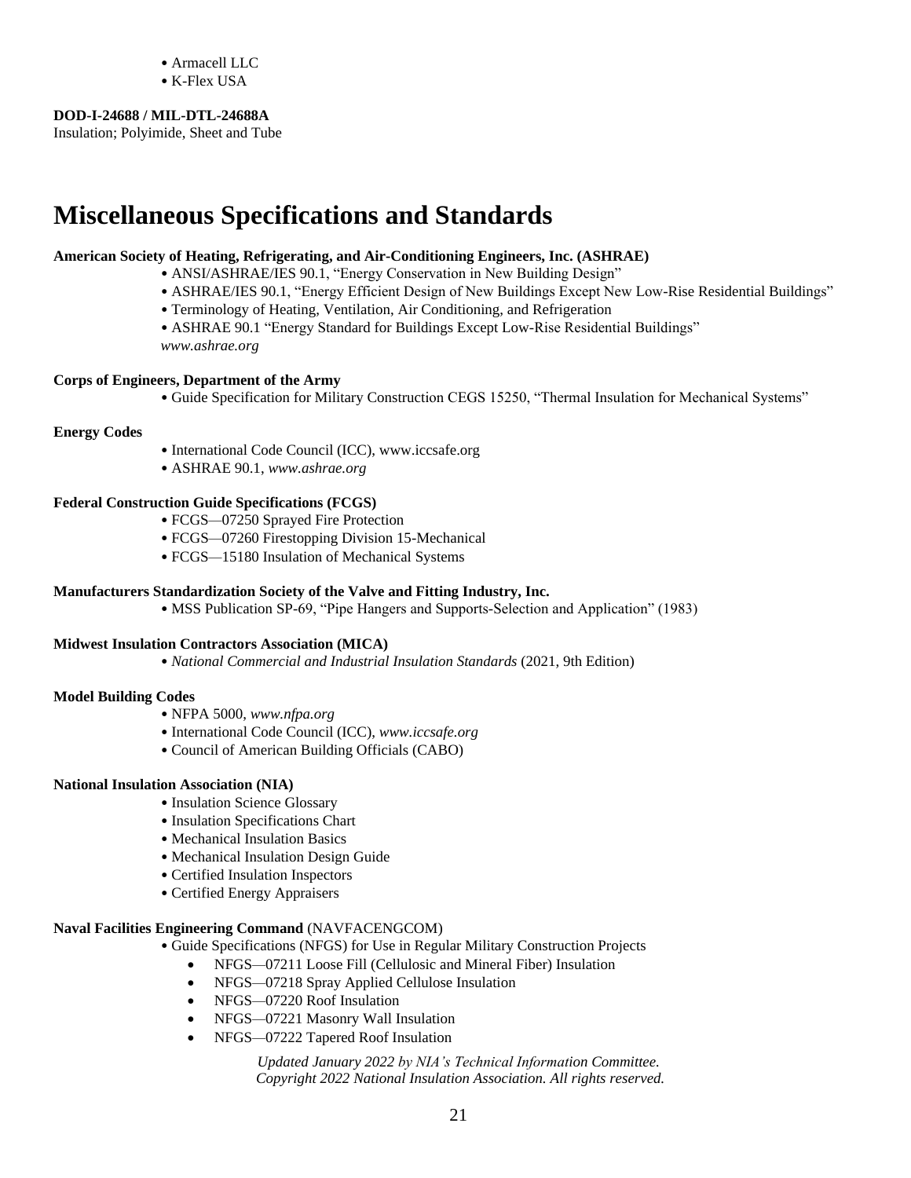- Armacell LLC
- K-Flex USA

**DOD-I-24688 / MIL-DTL-24688A**
Insulation; Polyimide, Sheet and Tube

# Miscellaneous Specifications and Standards

**American Society of Heating, Refrigerating, and Air-Conditioning Engineers, Inc. (ASHRAE)**

- ANSI/ASHRAE/IES 90.1, "Energy Conservation in New Building Design"
- ASHRAE/IES 90.1, "Energy Efficient Design of New Buildings Except New Low-Rise Residential Buildings"
- Terminology of Heating, Ventilation, Air Conditioning, and Refrigeration
- ASHRAE 90.1 "Energy Standard for Buildings Except Low-Rise Residential Buildings"

*www.ashrae.org*

**Corps of Engineers, Department of the Army**

- Guide Specification for Military Construction CEGS 15250, "Thermal Insulation for Mechanical Systems"

**Energy Codes**

- International Code Council (ICC), www.iccsafe.org
- ASHRAE 90.1, *www.ashrae.org*

**Federal Construction Guide Specifications (FCGS)**

- FCGS—07250 Sprayed Fire Protection
- FCGS—07260 Firestopping Division 15-Mechanical
- FCGS—15180 Insulation of Mechanical Systems

**Manufacturers Standardization Society of the Valve and Fitting Industry, Inc.**

- MSS Publication SP-69, "Pipe Hangers and Supports-Selection and Application" (1983)

**Midwest Insulation Contractors Association (MICA)**

- *National Commercial and Industrial Insulation Standards* (2021, 9th Edition)

**Model Building Codes**

- NFPA 5000, *www.nfpa.org*
- International Code Council (ICC), *www.iccsafe.org*
- Council of American Building Officials (CABO)

**National Insulation Association (NIA)**

- Insulation Science Glossary
- Insulation Specifications Chart
- Mechanical Insulation Basics
- Mechanical Insulation Design Guide
- Certified Insulation Inspectors
- Certified Energy Appraisers

**Naval Facilities Engineering Command** (NAVFACENGCOM)

- Guide Specifications (NFGS) for Use in Regular Military Construction Projects
  - NFGS—07211 Loose Fill (Cellulosic and Mineral Fiber) Insulation
  - NFGS—07218 Spray Applied Cellulose Insulation
  - NFGS—07220 Roof Insulation
  - NFGS—07221 Masonry Wall Insulation
  - NFGS—07222 Tapered Roof Insulation

*Updated January 2022 by NIA's Technical Information Committee.*
*Copyright 2022 National Insulation Association. All rights reserved.*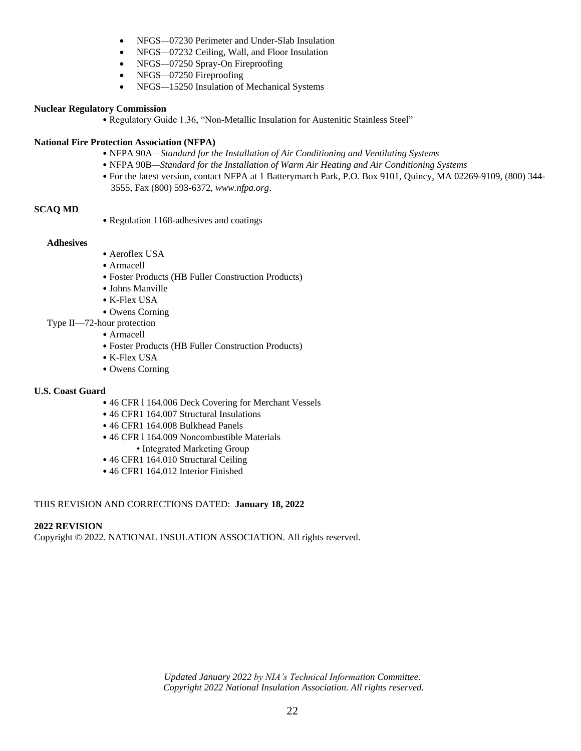- NFGS—07230 Perimeter and Under-Slab Insulation
- NFGS—07232 Ceiling, Wall, and Floor Insulation
- NFGS—07250 Spray-On Fireproofing
- NFGS—07250 Fireproofing
- NFGS—15250 Insulation of Mechanical Systems

**Nuclear Regulatory Commission**

- Regulatory Guide 1.36, "Non-Metallic Insulation for Austenitic Stainless Steel"

**National Fire Protection Association (NFPA)**

- NFPA 90A—*Standard for the Installation of Air Conditioning and Ventilating Systems*
- NFPA 90B—*Standard for the Installation of Warm Air Heating and Air Conditioning Systems*
- For the latest version, contact NFPA at 1 Batterymarch Park, P.O. Box 9101, Quincy, MA 02269-9109, (800) 344-3555, Fax (800) 593-6372, *www.nfpa.org*.

**SCAQ MD**

- Regulation 1168-adhesives and coatings

**Adhesives**

- Aeroflex USA
- Armacell
- Foster Products (HB Fuller Construction Products)
- Johns Manville
- K-Flex USA
- Owens Corning

Type II—72-hour protection

- Armacell
- Foster Products (HB Fuller Construction Products)
- K-Flex USA
- Owens Corning

**U.S. Coast Guard**

- 46 CFR l 164.006 Deck Covering for Merchant Vessels
- 46 CFR1 164.007 Structural Insulations
- 46 CFR1 164.008 Bulkhead Panels
- 46 CFR l 164.009 Noncombustible Materials
    - Integrated Marketing Group
- 46 CFR1 164.010 Structural Ceiling
- 46 CFR1 164.012 Interior Finished

THIS REVISION AND CORRECTIONS DATED: **January 18, 2022**

**2022 REVISION**

Copyright © 2022. NATIONAL INSULATION ASSOCIATION. All rights reserved.

*Updated January 2022 by NIA's Technical Information Committee.*
*Copyright 2022 National Insulation Association. All rights reserved.*